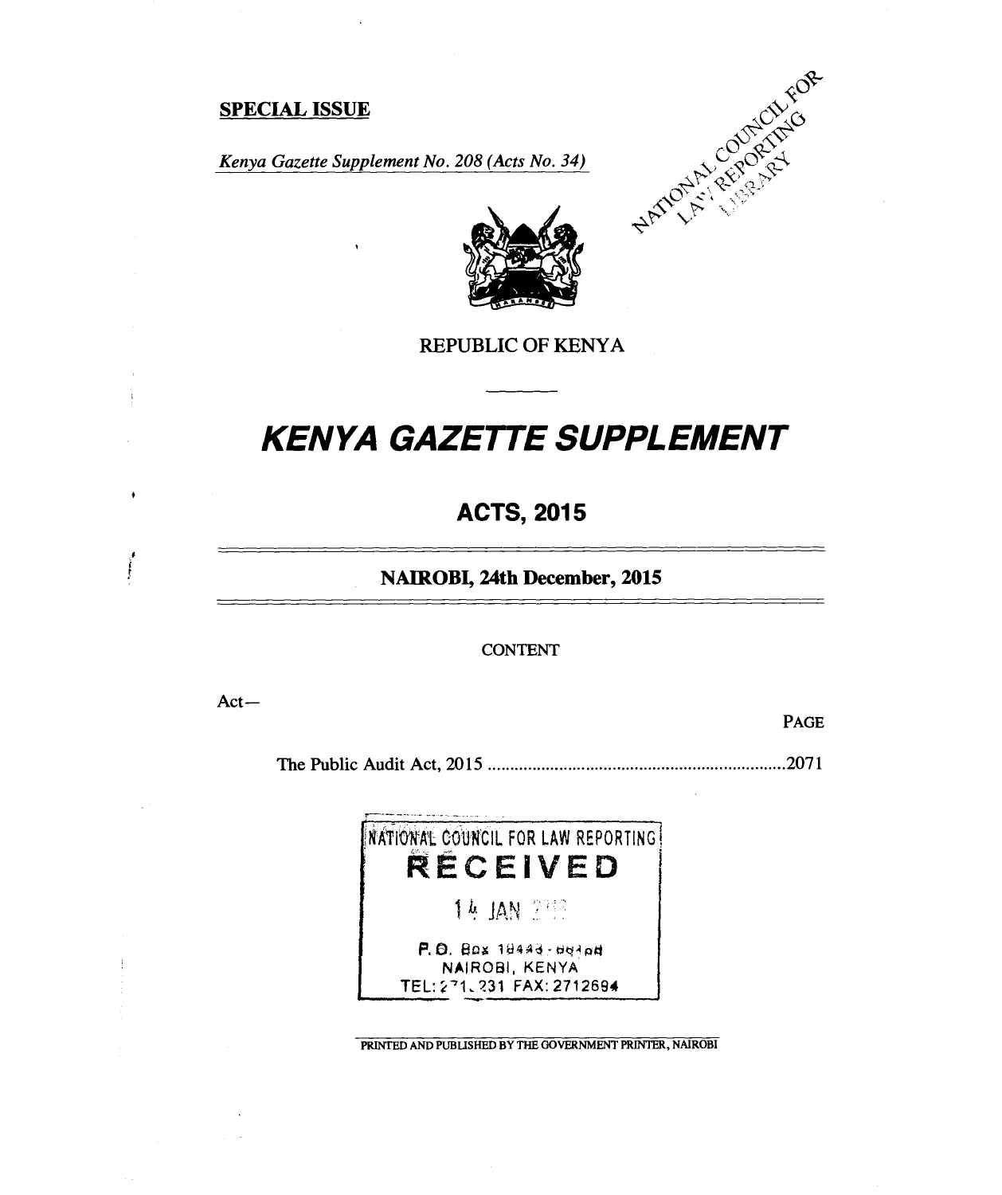**SPECIAL ISSUE**

*Kenya Gazette Supplement No. 208 (Acts No. 34)*

NATIONAL COUNCIL FOR LAW REPORTING LIBRARY

REPUBLIC OF KENYA

# *KENYA GAZETTE SUPPLEMENT*

## ACTS, 2015

**NAIROBI, 24th December, 2015**

CONTENT

Act—

PAGE

The Public Audit Act, 2015 ....................................................................2071

NATIONAL COUNCIL FOR LAW REPORTING
RECEIVED
14 JAN
P.O. Box 10443 - 00100
NAIROBI, KENYA
TEL: 271.231 FAX: 2712694

PRINTED AND PUBLISHED BY THE GOVERNMENT PRINTER, NAIROBI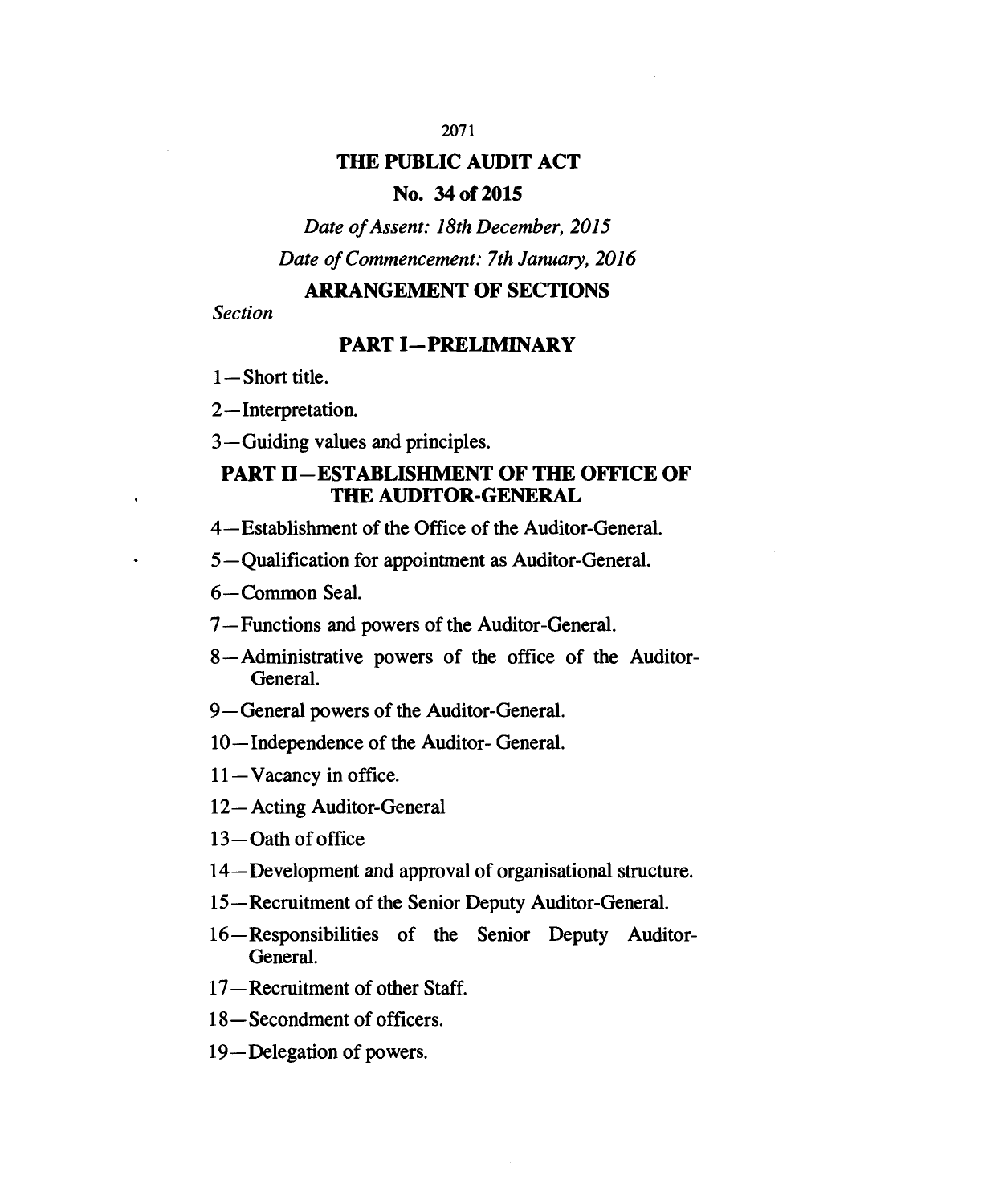# THE PUBLIC AUDIT ACT

## No. 34 of 2015

*Date of Assent: 18th December, 2015*

*Date of Commencement: 7th January, 2016*

## ARRANGEMENT OF SECTIONS

*Section*

### PART I—PRELIMINARY

1—Short title.

2—Interpretation.

3—Guiding values and principles.

### PART II—ESTABLISHMENT OF THE OFFICE OF THE AUDITOR-GENERAL

4—Establishment of the Office of the Auditor-General.

5—Qualification for appointment as Auditor-General.

6—Common Seal.

7—Functions and powers of the Auditor-General.

8—Administrative powers of the office of the Auditor-General.

9—General powers of the Auditor-General.

10—Independence of the Auditor- General.

11—Vacancy in office.

12—Acting Auditor-General

13—Oath of office

14—Development and approval of organisational structure.

15—Recruitment of the Senior Deputy Auditor-General.

16—Responsibilities of the Senior Deputy Auditor-General.

17—Recruitment of other Staff.

18—Secondment of officers.

19—Delegation of powers.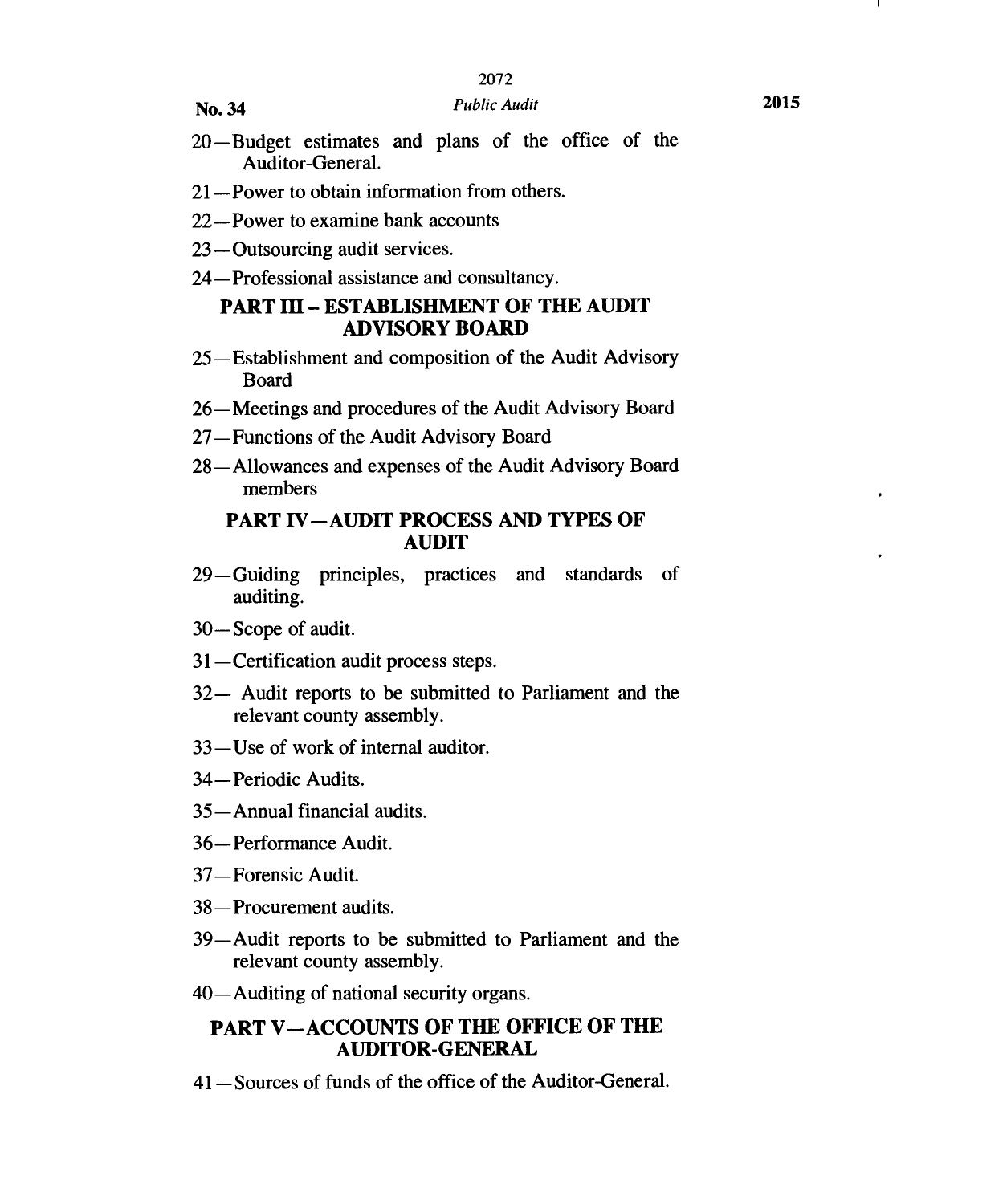20—Budget estimates and plans of the office of the Auditor-General.

21—Power to obtain information from others.

22—Power to examine bank accounts

23—Outsourcing audit services.

24—Professional assistance and consultancy.

## PART III – ESTABLISHMENT OF THE AUDIT ADVISORY BOARD

25—Establishment and composition of the Audit Advisory Board

26—Meetings and procedures of the Audit Advisory Board

27—Functions of the Audit Advisory Board

28—Allowances and expenses of the Audit Advisory Board members

## PART IV—AUDIT PROCESS AND TYPES OF AUDIT

29—Guiding principles, practices and standards of auditing.

30—Scope of audit.

31—Certification audit process steps.

32— Audit reports to be submitted to Parliament and the relevant county assembly.

33—Use of work of internal auditor.

34—Periodic Audits.

35—Annual financial audits.

36—Performance Audit.

37—Forensic Audit.

38—Procurement audits.

39—Audit reports to be submitted to Parliament and the relevant county assembly.

40—Auditing of national security organs.

## PART V—ACCOUNTS OF THE OFFICE OF THE AUDITOR-GENERAL

41—Sources of funds of the office of the Auditor-General.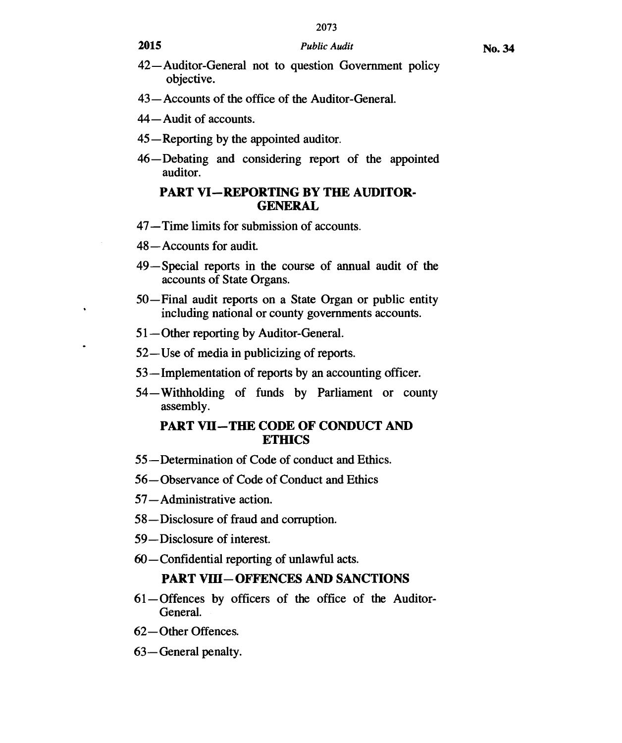42—Auditor-General not to question Government policy objective.

43—Accounts of the office of the Auditor-General.

44—Audit of accounts.

45—Reporting by the appointed auditor.

46—Debating and considering report of the appointed auditor.

## PART VI—REPORTING BY THE AUDITOR-GENERAL

47—Time limits for submission of accounts.

48—Accounts for audit.

49—Special reports in the course of annual audit of the accounts of State Organs.

50—Final audit reports on a State Organ or public entity including national or county governments accounts.

51—Other reporting by Auditor-General.

52—Use of media in publicizing of reports.

53—Implementation of reports by an accounting officer.

54—Withholding of funds by Parliament or county assembly.

## PART VII—THE CODE OF CONDUCT AND ETHICS

55—Determination of Code of conduct and Ethics.

56—Observance of Code of Conduct and Ethics

57—Administrative action.

58—Disclosure of fraud and corruption.

59—Disclosure of interest.

60—Confidential reporting of unlawful acts.

## PART VIII—OFFENCES AND SANCTIONS

61—Offences by officers of the office of the Auditor-General.

62—Other Offences.

63—General penalty.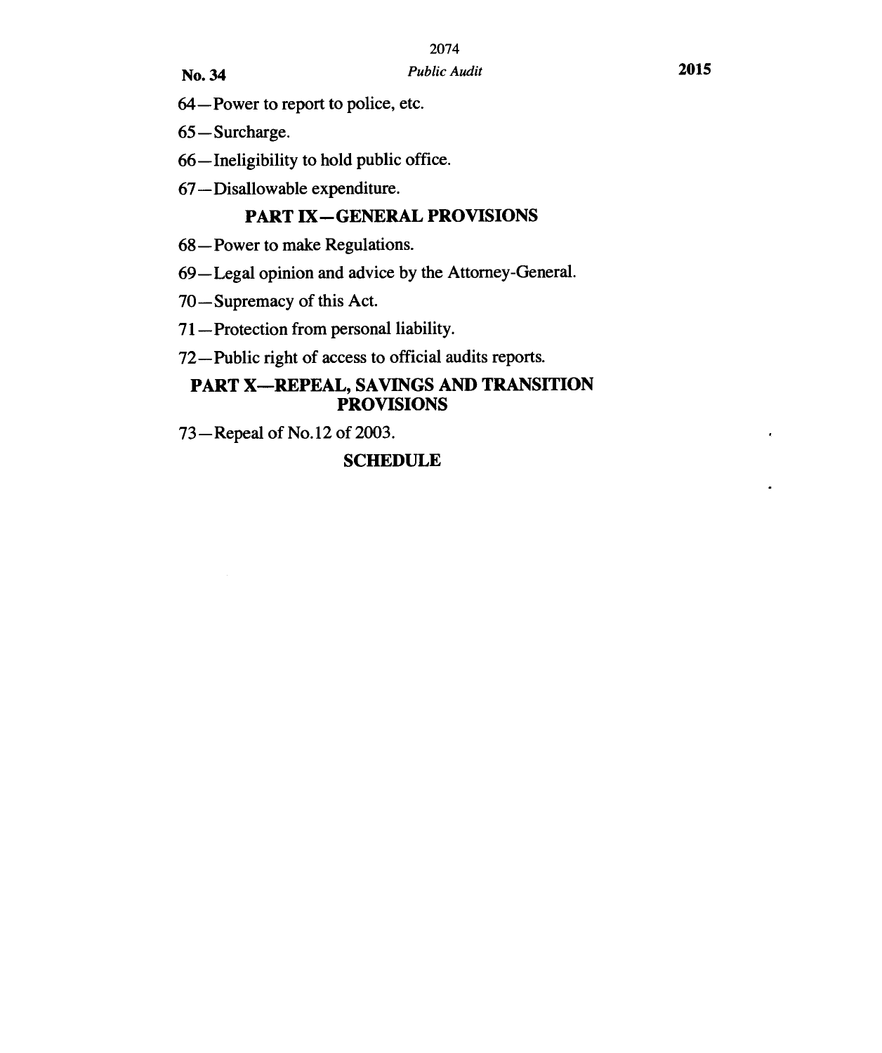64—Power to report to police, etc.

65—Surcharge.

66—Ineligibility to hold public office.

67—Disallowable expenditure.

## PART IX—GENERAL PROVISIONS

68—Power to make Regulations.

69—Legal opinion and advice by the Attorney-General.

70—Supremacy of this Act.

71—Protection from personal liability.

72—Public right of access to official audits reports.

## PART X—REPEAL, SAVINGS AND TRANSITION PROVISIONS

73—Repeal of No.12 of 2003.

## SCHEDULE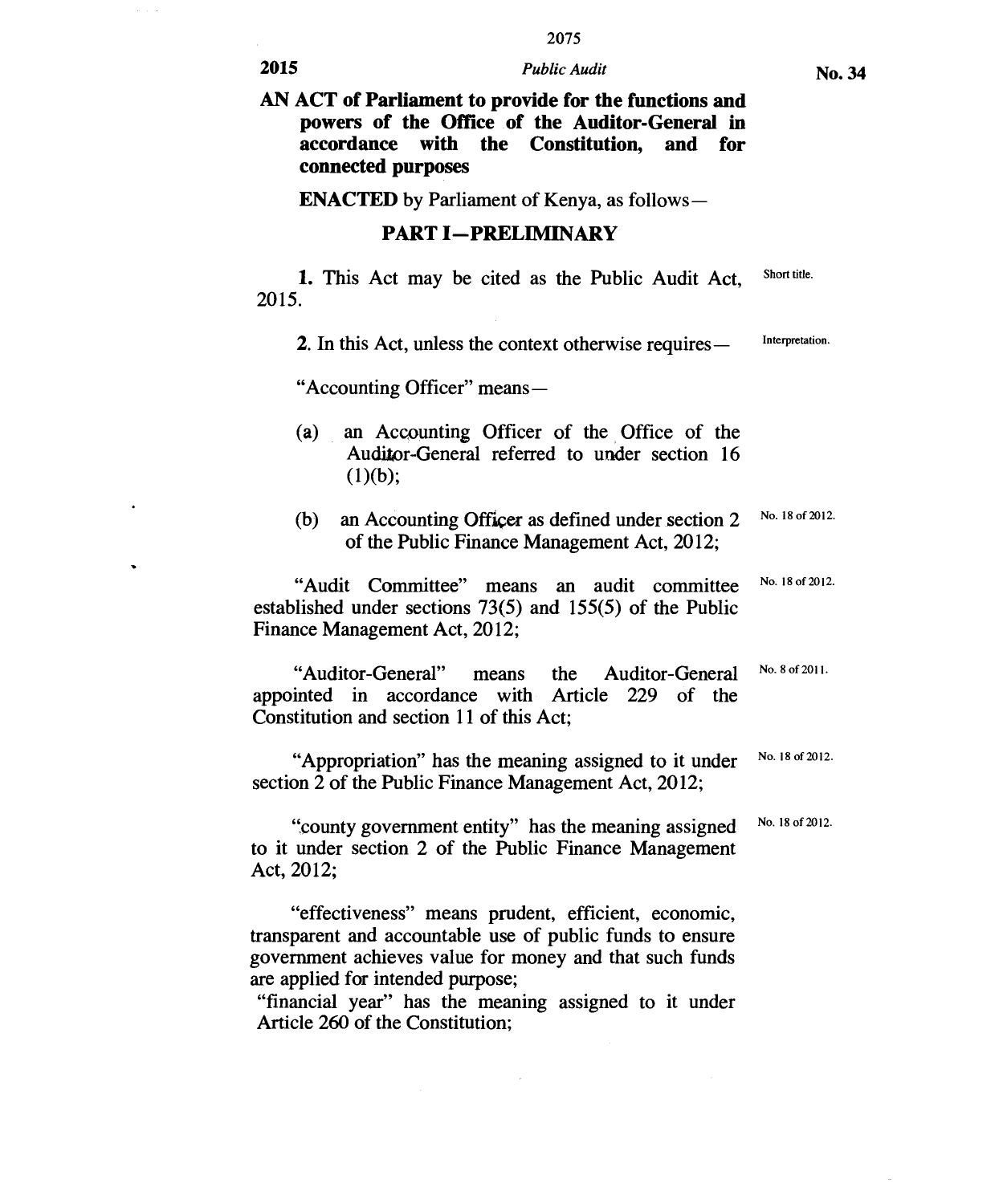**2015** *Public Audit* **No. 34**

**AN ACT of Parliament to provide for the functions and powers of the Office of the Auditor-General in accordance with the Constitution, and for connected purposes**

**ENACTED** by Parliament of Kenya, as follows—

## PART I—PRELIMINARY

Short title.

**1.** This Act may be cited as the Public Audit Act, 2015.

Interpretation.

**2.** In this Act, unless the context otherwise requires—

"Accounting Officer" means—

(a) an Accounting Officer of the Office of the Auditor-General referred to under section 16 (1)(b);

(b) an Accounting Officer as defined under section 2 of the Public Finance Management Act, 2012; *No. 18 of 2012.*

"Audit Committee" means an audit committee established under sections 73(5) and 155(5) of the Public Finance Management Act, 2012; *No. 18 of 2012.*

"Auditor-General" means the Auditor-General appointed in accordance with Article 229 of the Constitution and section 11 of this Act; *No. 8 of 2011.*

"Appropriation" has the meaning assigned to it under section 2 of the Public Finance Management Act, 2012; *No. 18 of 2012.*

"county government entity" has the meaning assigned to it under section 2 of the Public Finance Management Act, 2012; *No. 18 of 2012.*

"effectiveness" means prudent, efficient, economic, transparent and accountable use of public funds to ensure government achieves value for money and that such funds are applied for intended purpose;

"financial year" has the meaning assigned to it under Article 260 of the Constitution;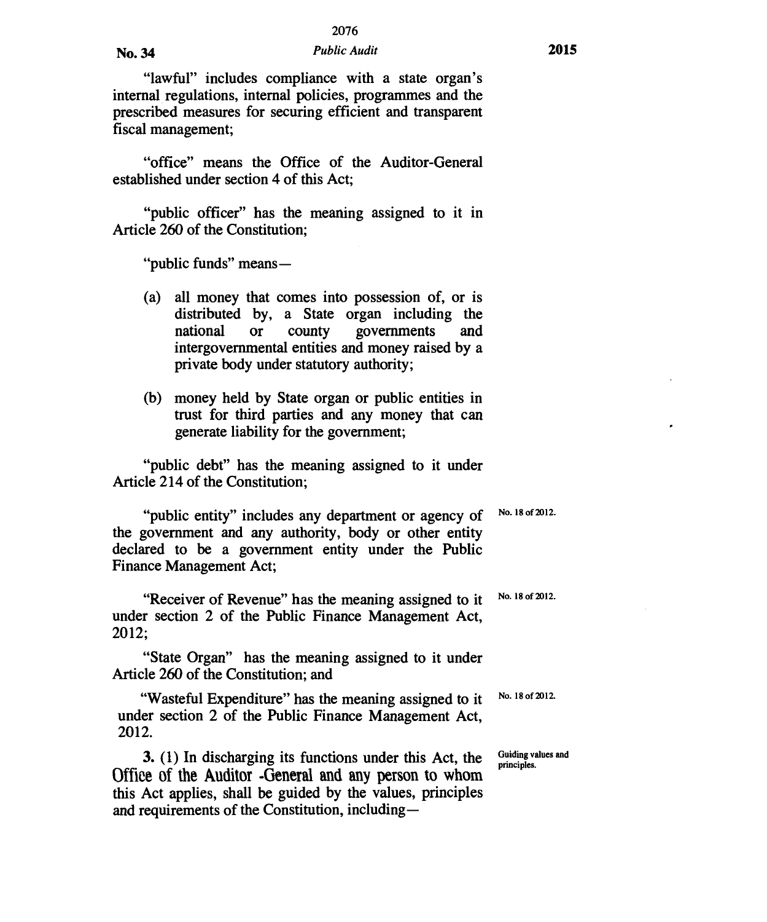"lawful" includes compliance with a state organ's internal regulations, internal policies, programmes and the prescribed measures for securing efficient and transparent fiscal management;

"office" means the Office of the Auditor-General established under section 4 of this Act;

"public officer" has the meaning assigned to it in Article 260 of the Constitution;

"public funds" means—

(a) all money that comes into possession of, or is distributed by, a State organ including the national or county governments and intergovernmental entities and money raised by a private body under statutory authority;

(b) money held by State organ or public entities in trust for third parties and any money that can generate liability for the government;

"public debt" has the meaning assigned to it under Article 214 of the Constitution;

"public entity" includes any department or agency of the government and any authority, body or other entity declared to be a government entity under the Public Finance Management Act;

No. 18 of 2012.

"Receiver of Revenue" has the meaning assigned to it under section 2 of the Public Finance Management Act, 2012;

No. 18 of 2012.

"State Organ" has the meaning assigned to it under Article 260 of the Constitution; and

"Wasteful Expenditure" has the meaning assigned to it under section 2 of the Public Finance Management Act, 2012.

No. 18 of 2012.

Guiding values and principles.

**3.** (1) In discharging its functions under this Act, the Office of the Auditor -General and any person to whom this Act applies, shall be guided by the values, principles and requirements of the Constitution, including—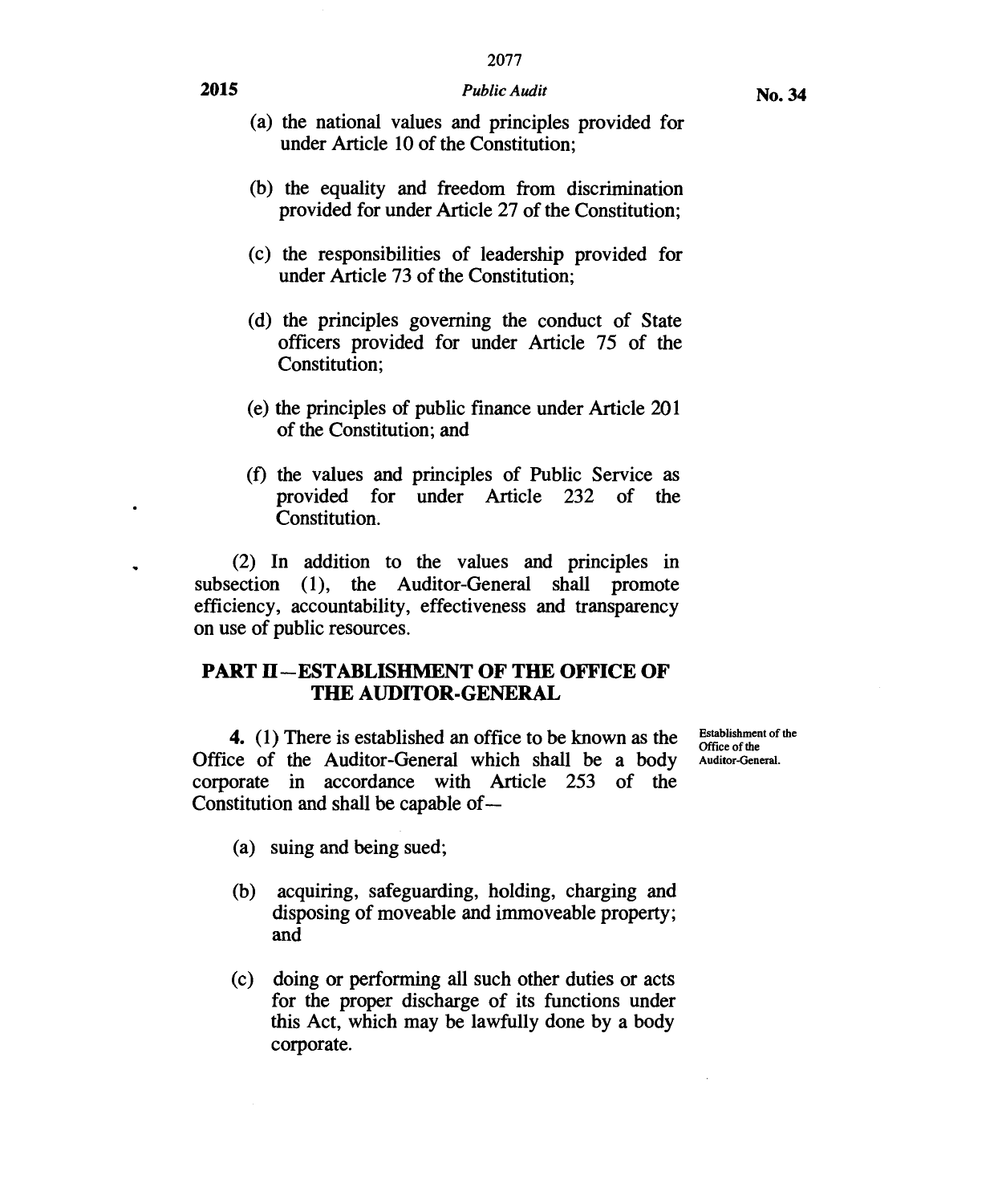(a) the national values and principles provided for under Article 10 of the Constitution;

(b) the equality and freedom from discrimination provided for under Article 27 of the Constitution;

(c) the responsibilities of leadership provided for under Article 73 of the Constitution;

(d) the principles governing the conduct of State officers provided for under Article 75 of the Constitution;

(e) the principles of public finance under Article 201 of the Constitution; and

(f) the values and principles of Public Service as provided for under Article 232 of the Constitution.

(2) In addition to the values and principles in subsection (1), the Auditor-General shall promote efficiency, accountability, effectiveness and transparency on use of public resources.

## PART II—ESTABLISHMENT OF THE OFFICE OF THE AUDITOR-GENERAL

Establishment of the Office of the Auditor-General.

**4.** (1) There is established an office to be known as the Office of the Auditor-General which shall be a body corporate in accordance with Article 253 of the Constitution and shall be capable of—

(a) suing and being sued;

(b) acquiring, safeguarding, holding, charging and disposing of moveable and immoveable property; and

(c) doing or performing all such other duties or acts for the proper discharge of its functions under this Act, which may be lawfully done by a body corporate.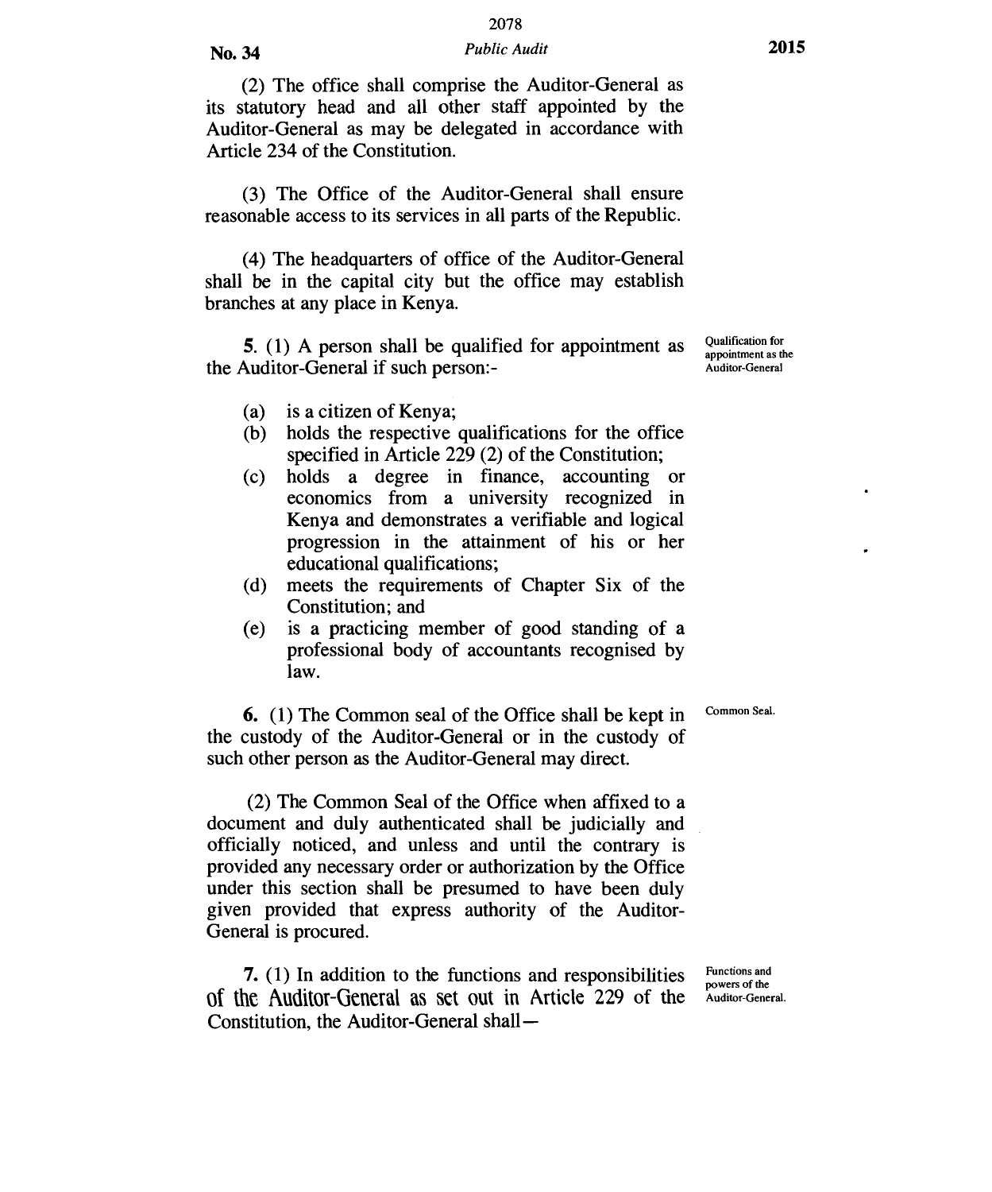(2) The office shall comprise the Auditor-General as its statutory head and all other staff appointed by the Auditor-General as may be delegated in accordance with Article 234 of the Constitution.

(3) The Office of the Auditor-General shall ensure reasonable access to its services in all parts of the Republic.

(4) The headquarters of office of the Auditor-General shall be in the capital city but the office may establish branches at any place in Kenya.

Qualification for appointment as the Auditor-General

**5.** (1) A person shall be qualified for appointment as the Auditor-General if such person:-

(a) is a citizen of Kenya;
(b) holds the respective qualifications for the office specified in Article 229 (2) of the Constitution;
(c) holds a degree in finance, accounting or economics from a university recognized in Kenya and demonstrates a verifiable and logical progression in the attainment of his or her educational qualifications;
(d) meets the requirements of Chapter Six of the Constitution; and
(e) is a practicing member of good standing of a professional body of accountants recognised by law.

Common Seal.

**6.** (1) The Common seal of the Office shall be kept in the custody of the Auditor-General or in the custody of such other person as the Auditor-General may direct.

(2) The Common Seal of the Office when affixed to a document and duly authenticated shall be judicially and officially noticed, and unless and until the contrary is provided any necessary order or authorization by the Office under this section shall be presumed to have been duly given provided that express authority of the Auditor-General is procured.

Functions and powers of the Auditor-General.

**7.** (1) In addition to the functions and responsibilities of the Auditor-General as set out in Article 229 of the Constitution, the Auditor-General shall—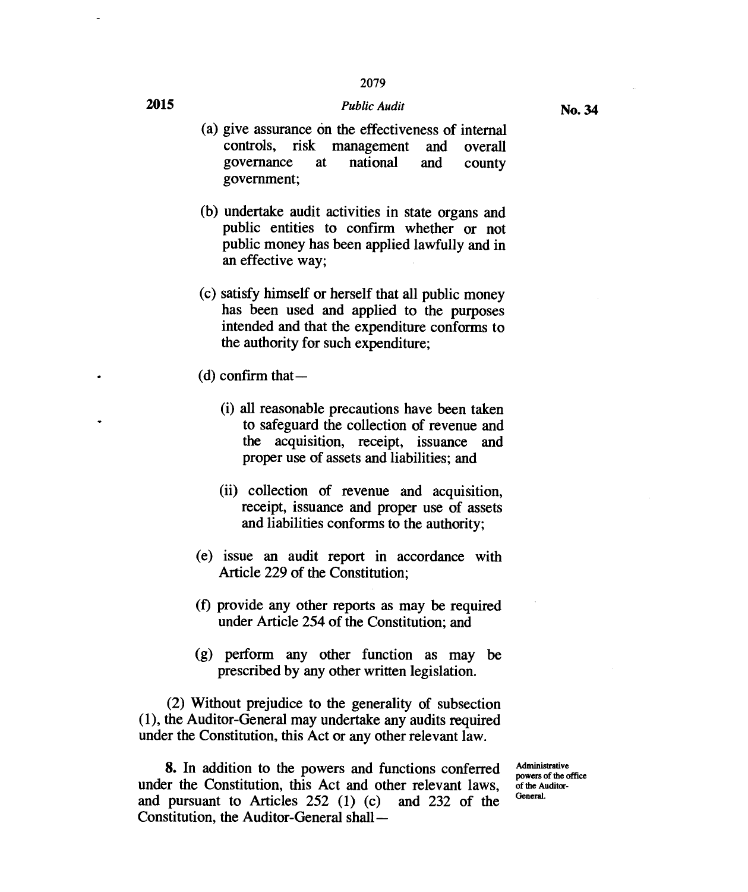(a) give assurance on the effectiveness of internal controls, risk management and overall governance at national and county government;

(b) undertake audit activities in state organs and public entities to confirm whether or not public money has been applied lawfully and in an effective way;

(c) satisfy himself or herself that all public money has been used and applied to the purposes intended and that the expenditure conforms to the authority for such expenditure;

(d) confirm that—

(i) all reasonable precautions have been taken to safeguard the collection of revenue and the acquisition, receipt, issuance and proper use of assets and liabilities; and

(ii) collection of revenue and acquisition, receipt, issuance and proper use of assets and liabilities conforms to the authority;

(e) issue an audit report in accordance with Article 229 of the Constitution;

(f) provide any other reports as may be required under Article 254 of the Constitution; and

(g) perform any other function as may be prescribed by any other written legislation.

(2) Without prejudice to the generality of subsection (1), the Auditor-General may undertake any audits required under the Constitution, this Act or any other relevant law.

Administrative powers of the office of the Auditor-General.

**8.** In addition to the powers and functions conferred under the Constitution, this Act and other relevant laws, and pursuant to Articles 252 (1) (c) and 232 of the Constitution, the Auditor-General shall—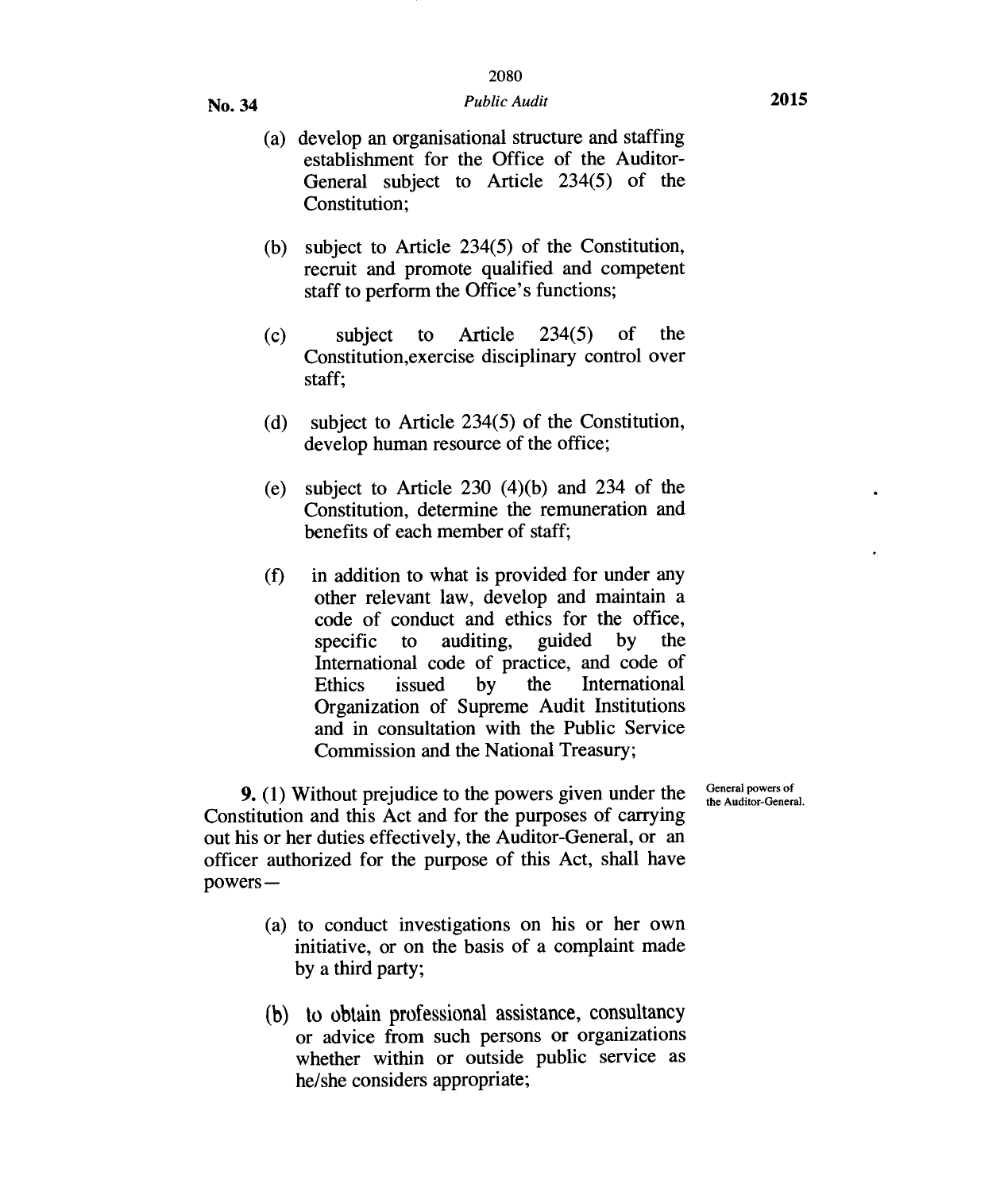(a) develop an organisational structure and staffing establishment for the Office of the Auditor-General subject to Article 234(5) of the Constitution;

(b) subject to Article 234(5) of the Constitution, recruit and promote qualified and competent staff to perform the Office's functions;

(c) subject to Article 234(5) of the Constitution,exercise disciplinary control over staff;

(d) subject to Article 234(5) of the Constitution, develop human resource of the office;

(e) subject to Article 230 (4)(b) and 234 of the Constitution, determine the remuneration and benefits of each member of staff;

(f) in addition to what is provided for under any other relevant law, develop and maintain a code of conduct and ethics for the office, specific to auditing, guided by the International code of practice, and code of Ethics issued by the International Organization of Supreme Audit Institutions and in consultation with the Public Service Commission and the National Treasury;

General powers of the Auditor-General.

**9.** (1) Without prejudice to the powers given under the Constitution and this Act and for the purposes of carrying out his or her duties effectively, the Auditor-General, or an officer authorized for the purpose of this Act, shall have powers—

(a) to conduct investigations on his or her own initiative, or on the basis of a complaint made by a third party;

(b) to obtain professional assistance, consultancy or advice from such persons or organizations whether within or outside public service as he/she considers appropriate;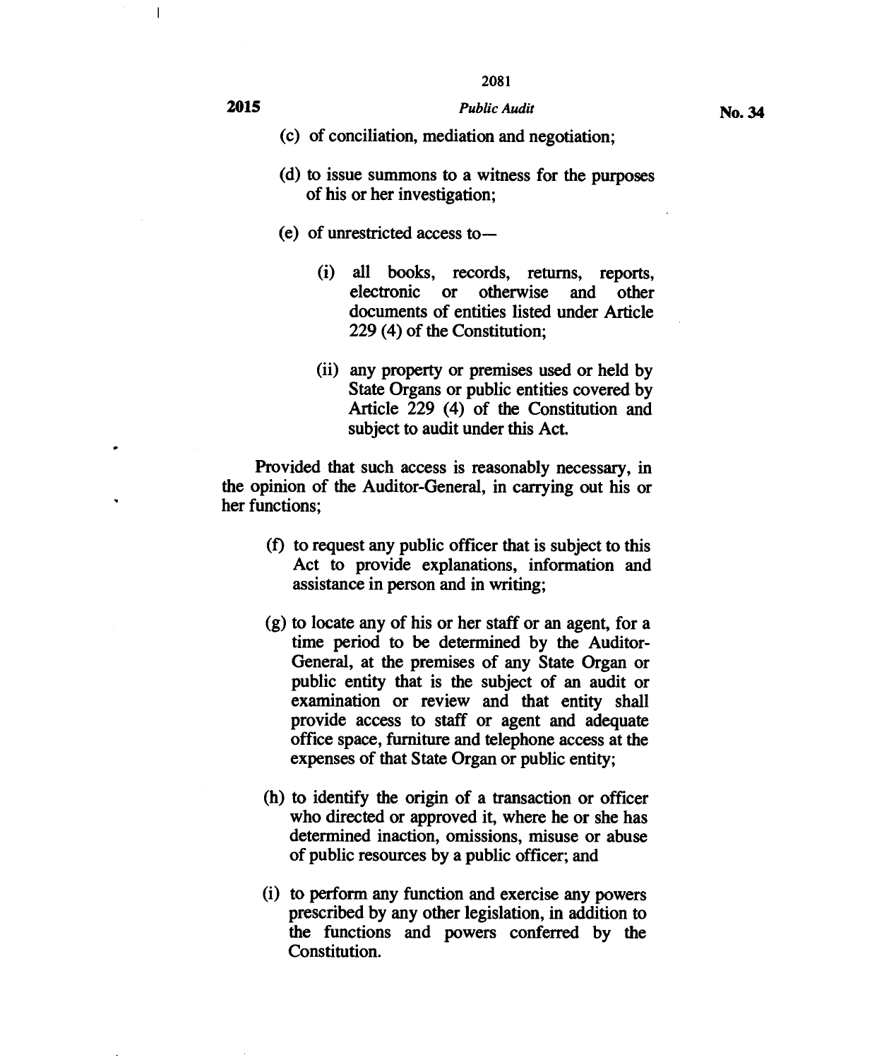(c) of conciliation, mediation and negotiation;

(d) to issue summons to a witness for the purposes of his or her investigation;

(e) of unrestricted access to—

(i) all books, records, returns, reports, electronic or otherwise and other documents of entities listed under Article 229 (4) of the Constitution;

(ii) any property or premises used or held by State Organs or public entities covered by Article 229 (4) of the Constitution and subject to audit under this Act.

Provided that such access is reasonably necessary, in the opinion of the Auditor-General, in carrying out his or her functions;

(f) to request any public officer that is subject to this Act to provide explanations, information and assistance in person and in writing;

(g) to locate any of his or her staff or an agent, for a time period to be determined by the Auditor-General, at the premises of any State Organ or public entity that is the subject of an audit or examination or review and that entity shall provide access to staff or agent and adequate office space, furniture and telephone access at the expenses of that State Organ or public entity;

(h) to identify the origin of a transaction or officer who directed or approved it, where he or she has determined inaction, omissions, misuse or abuse of public resources by a public officer; and

(i) to perform any function and exercise any powers prescribed by any other legislation, in addition to the functions and powers conferred by the Constitution.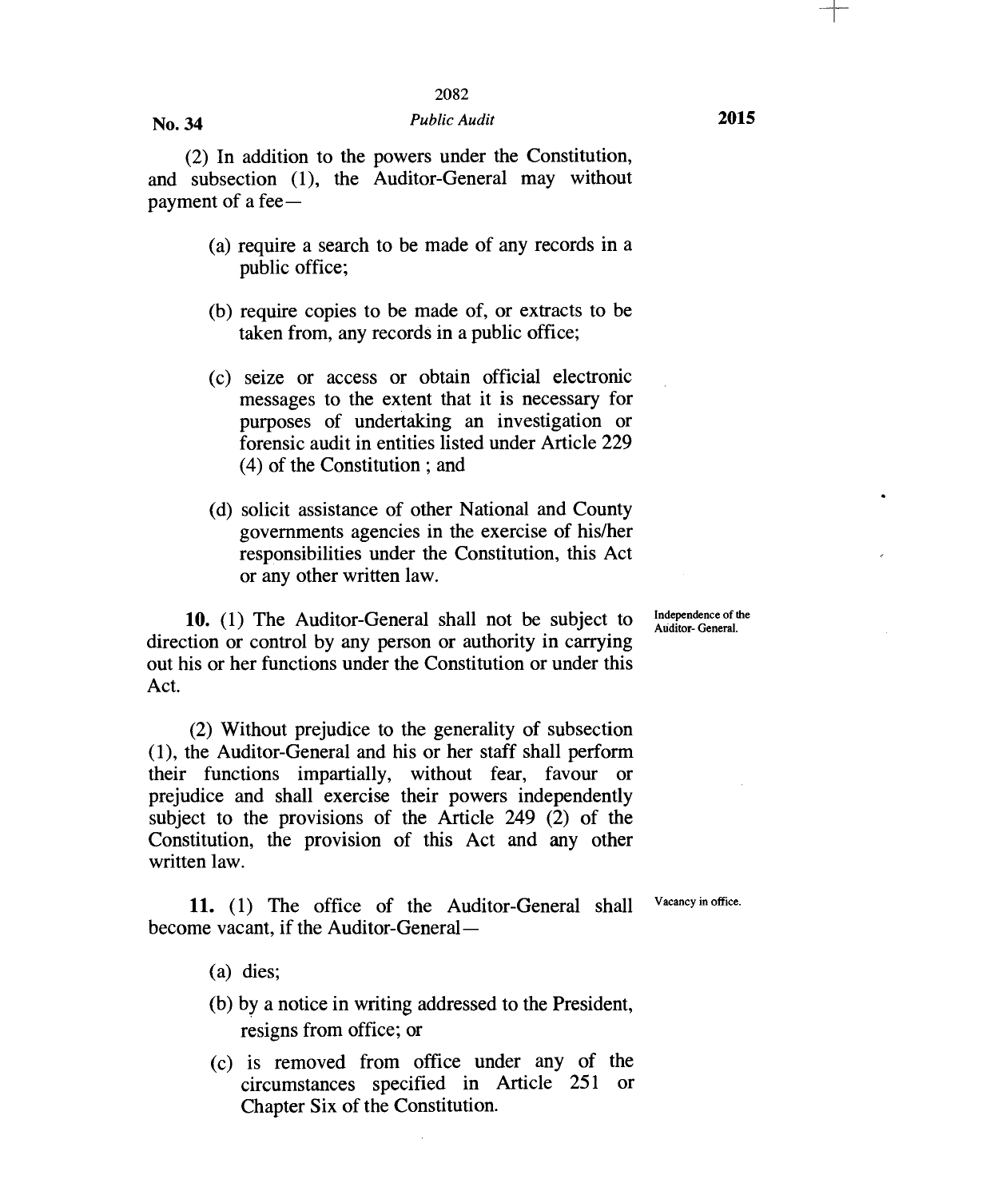(2) In addition to the powers under the Constitution, and subsection (1), the Auditor-General may without payment of a fee—

(a) require a search to be made of any records in a public office;

(b) require copies to be made of, or extracts to be taken from, any records in a public office;

(c) seize or access or obtain official electronic messages to the extent that it is necessary for purposes of undertaking an investigation or forensic audit in entities listed under Article 229 (4) of the Constitution ; and

(d) solicit assistance of other National and County governments agencies in the exercise of his/her responsibilities under the Constitution, this Act or any other written law.

Independence of the Auditor- General.

**10.** (1) The Auditor-General shall not be subject to direction or control by any person or authority in carrying out his or her functions under the Constitution or under this Act.

(2) Without prejudice to the generality of subsection (1), the Auditor-General and his or her staff shall perform their functions impartially, without fear, favour or prejudice and shall exercise their powers independently subject to the provisions of the Article 249 (2) of the Constitution, the provision of this Act and any other written law.

Vacancy in office.

**11.** (1) The office of the Auditor-General shall become vacant, if the Auditor-General—

(a) dies;

(b) by a notice in writing addressed to the President, resigns from office; or

(c) is removed from office under any of the circumstances specified in Article 251 or Chapter Six of the Constitution.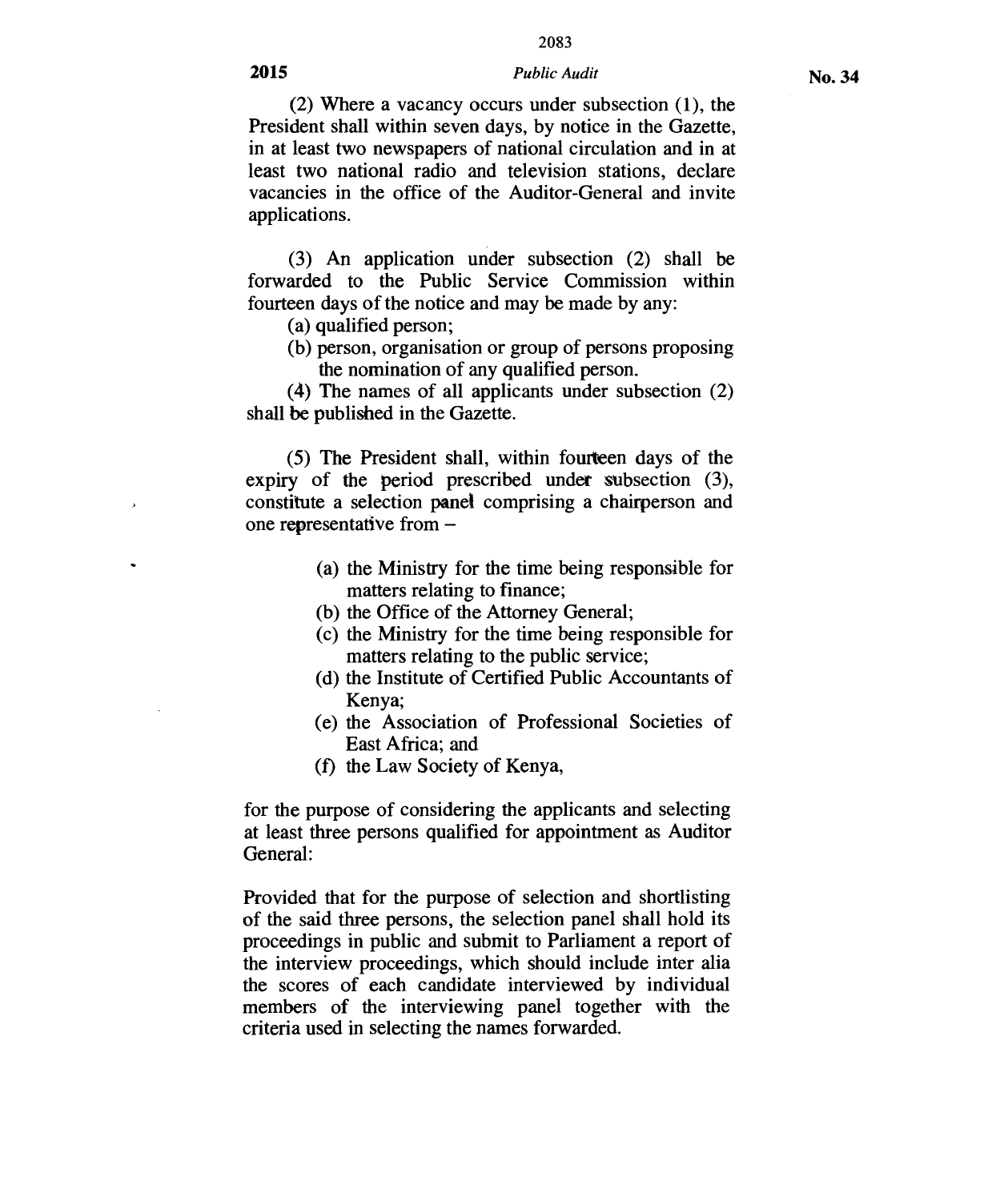(2) Where a vacancy occurs under subsection (1), the President shall within seven days, by notice in the Gazette, in at least two newspapers of national circulation and in at least two national radio and television stations, declare vacancies in the office of the Auditor-General and invite applications.

(3) An application under subsection (2) shall be forwarded to the Public Service Commission within fourteen days of the notice and may be made by any:

(a) qualified person;

(b) person, organisation or group of persons proposing the nomination of any qualified person.

(4) The names of all applicants under subsection (2) shall be published in the Gazette.

(5) The President shall, within fourteen days of the expiry of the period prescribed under subsection (3), constitute a selection panel comprising a chairperson and one representative from –

(a) the Ministry for the time being responsible for matters relating to finance;

(b) the Office of the Attorney General;

(c) the Ministry for the time being responsible for matters relating to the public service;

(d) the Institute of Certified Public Accountants of Kenya;

(e) the Association of Professional Societies of East Africa; and

(f) the Law Society of Kenya,

for the purpose of considering the applicants and selecting at least three persons qualified for appointment as Auditor General:

Provided that for the purpose of selection and shortlisting of the said three persons, the selection panel shall hold its proceedings in public and submit to Parliament a report of the interview proceedings, which should include inter alia the scores of each candidate interviewed by individual members of the interviewing panel together with the criteria used in selecting the names forwarded.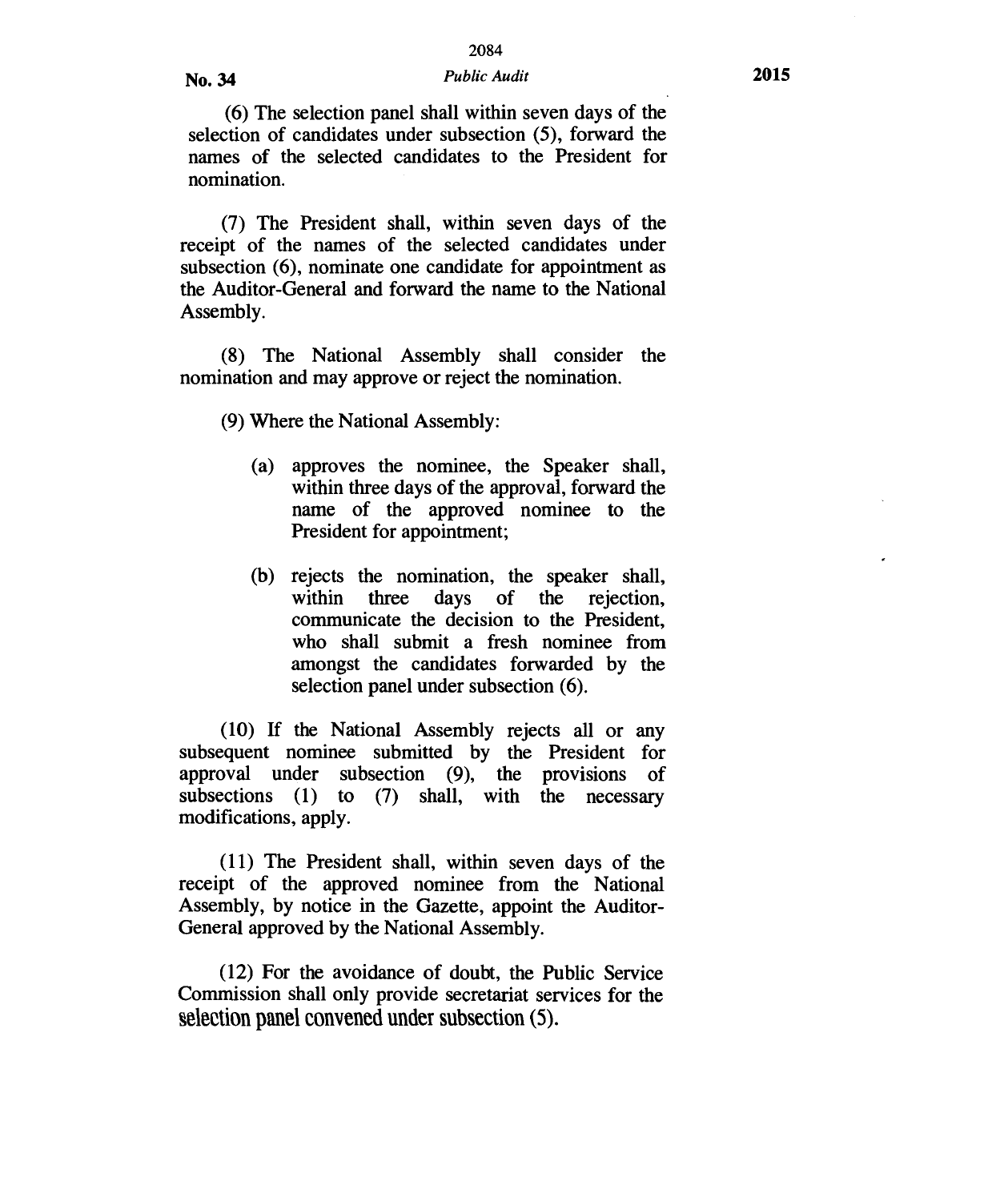(6) The selection panel shall within seven days of the selection of candidates under subsection (5), forward the names of the selected candidates to the President for nomination.

(7) The President shall, within seven days of the receipt of the names of the selected candidates under subsection (6), nominate one candidate for appointment as the Auditor-General and forward the name to the National Assembly.

(8) The National Assembly shall consider the nomination and may approve or reject the nomination.

(9) Where the National Assembly:

(a) approves the nominee, the Speaker shall, within three days of the approval, forward the name of the approved nominee to the President for appointment;

(b) rejects the nomination, the speaker shall, within three days of the rejection, communicate the decision to the President, who shall submit a fresh nominee from amongst the candidates forwarded by the selection panel under subsection (6).

(10) If the National Assembly rejects all or any subsequent nominee submitted by the President for approval under subsection (9), the provisions of subsections (1) to (7) shall, with the necessary modifications, apply.

(11) The President shall, within seven days of the receipt of the approved nominee from the National Assembly, by notice in the Gazette, appoint the Auditor-General approved by the National Assembly.

(12) For the avoidance of doubt, the Public Service Commission shall only provide secretariat services for the selection panel convened under subsection (5).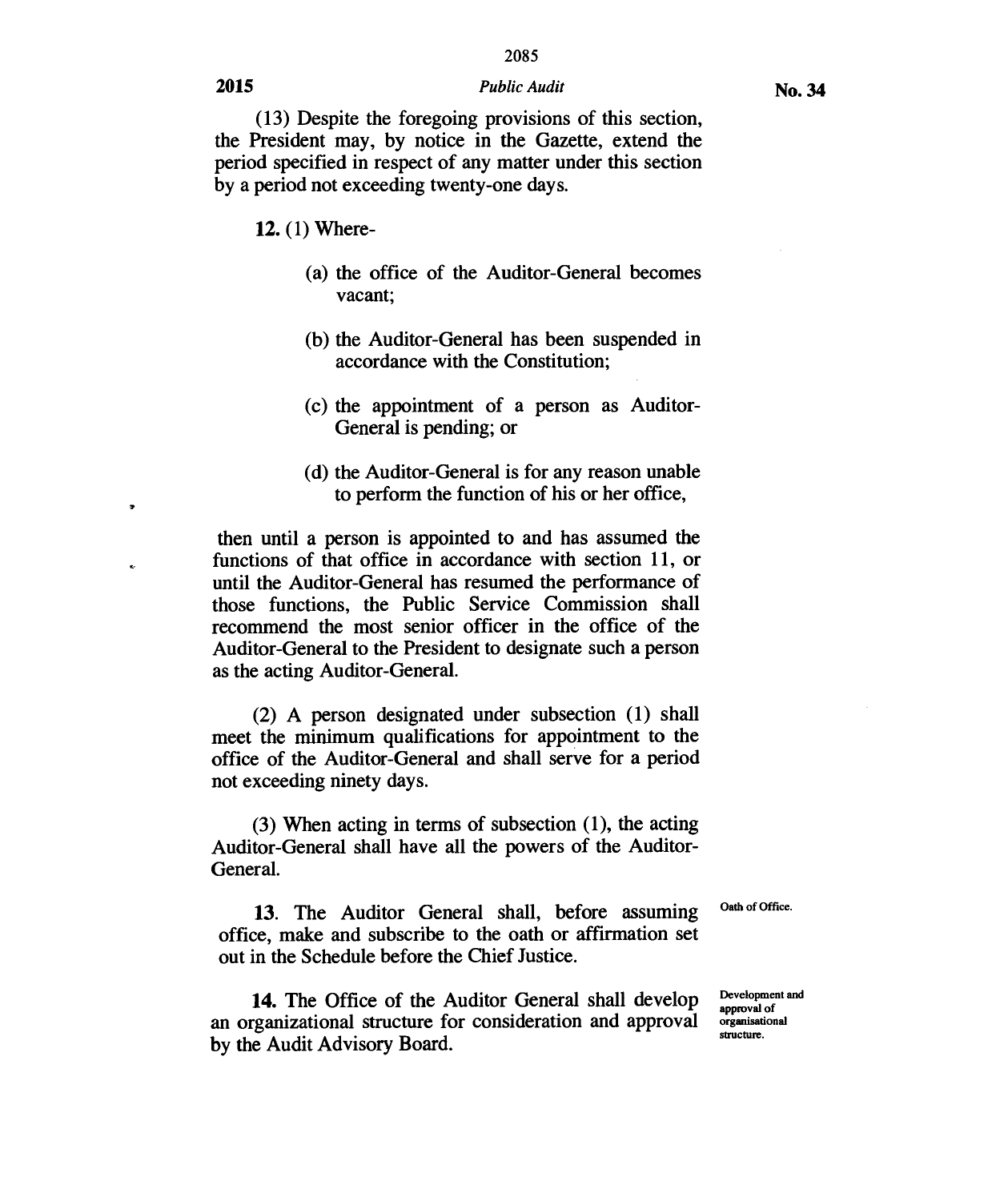(13) Despite the foregoing provisions of this section, the President may, by notice in the Gazette, extend the period specified in respect of any matter under this section by a period not exceeding twenty-one days.

**12.** (1) Where-

(a) the office of the Auditor-General becomes vacant;

(b) the Auditor-General has been suspended in accordance with the Constitution;

(c) the appointment of a person as Auditor-General is pending; or

(d) the Auditor-General is for any reason unable to perform the function of his or her office,

then until a person is appointed to and has assumed the functions of that office in accordance with section 11, or until the Auditor-General has resumed the performance of those functions, the Public Service Commission shall recommend the most senior officer in the office of the Auditor-General to the President to designate such a person as the acting Auditor-General.

(2) A person designated under subsection (1) shall meet the minimum qualifications for appointment to the office of the Auditor-General and shall serve for a period not exceeding ninety days.

(3) When acting in terms of subsection (1), the acting Auditor-General shall have all the powers of the Auditor-General.

Oath of Office.

**13**. The Auditor General shall, before assuming office, make and subscribe to the oath or affirmation set out in the Schedule before the Chief Justice.

Development and approval of organisational structure.

**14.** The Office of the Auditor General shall develop an organizational structure for consideration and approval by the Audit Advisory Board.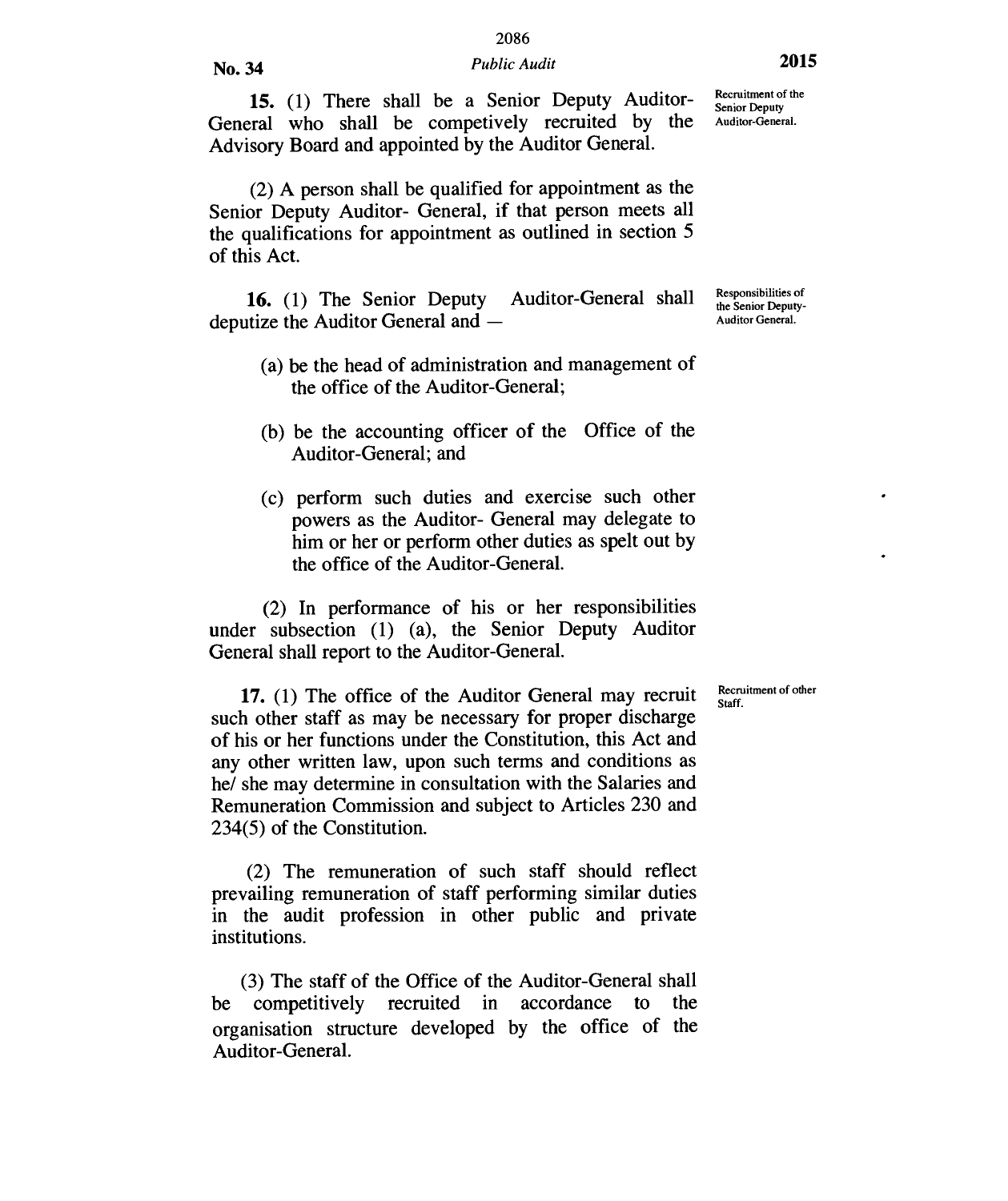**15.** (1) There shall be a Senior Deputy Auditor-General who shall be competively recruited by the Advisory Board and appointed by the Auditor General.

Recruitment of the Senior Deputy Auditor-General.

(2) A person shall be qualified for appointment as the Senior Deputy Auditor- General, if that person meets all the qualifications for appointment as outlined in section 5 of this Act.

**16.** (1) The Senior Deputy Auditor-General shall deputize the Auditor General and —

Responsibilities of the Senior Deputy-Auditor General.

(a) be the head of administration and management of the office of the Auditor-General;

(b) be the accounting officer of the Office of the Auditor-General; and

(c) perform such duties and exercise such other powers as the Auditor- General may delegate to him or her or perform other duties as spelt out by the office of the Auditor-General.

(2) In performance of his or her responsibilities under subsection (1) (a), the Senior Deputy Auditor General shall report to the Auditor-General.

**17.** (1) The office of the Auditor General may recruit such other staff as may be necessary for proper discharge of his or her functions under the Constitution, this Act and any other written law, upon such terms and conditions as he/ she may determine in consultation with the Salaries and Remuneration Commission and subject to Articles 230 and 234(5) of the Constitution.

Recruitment of other Staff.

(2) The remuneration of such staff should reflect prevailing remuneration of staff performing similar duties in the audit profession in other public and private institutions.

(3) The staff of the Office of the Auditor-General shall be competitively recruited in accordance to the organisation structure developed by the office of the Auditor-General.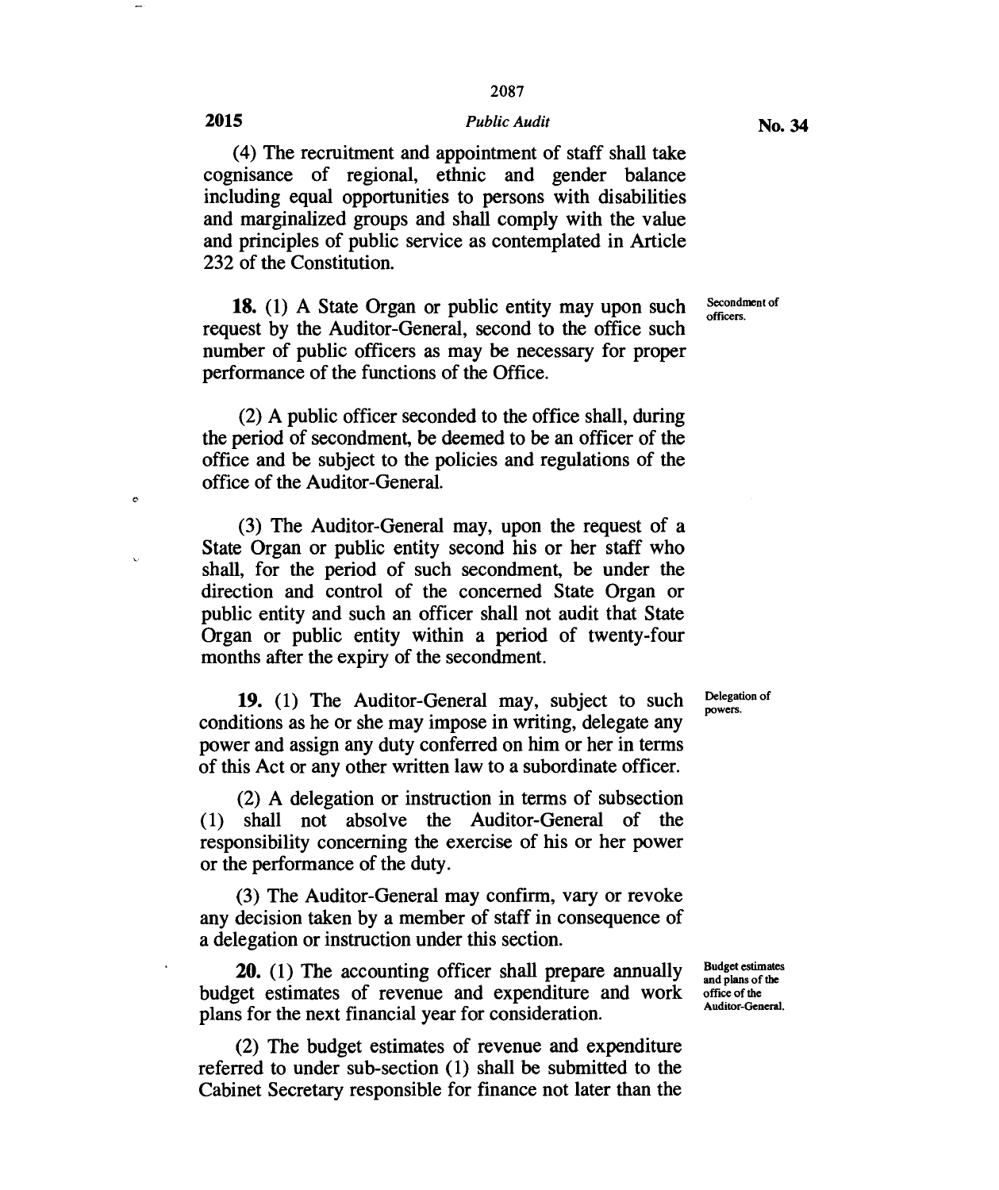(4) The recruitment and appointment of staff shall take cognisance of regional, ethnic and gender balance including equal opportunities to persons with disabilities and marginalized groups and shall comply with the value and principles of public service as contemplated in Article 232 of the Constitution.

Secondment of officers.

**18.** (1) A State Organ or public entity may upon such request by the Auditor-General, second to the office such number of public officers as may be necessary for proper performance of the functions of the Office.

(2) A public officer seconded to the office shall, during the period of secondment, be deemed to be an officer of the office and be subject to the policies and regulations of the office of the Auditor-General.

(3) The Auditor-General may, upon the request of a State Organ or public entity second his or her staff who shall, for the period of such secondment, be under the direction and control of the concerned State Organ or public entity and such an officer shall not audit that State Organ or public entity within a period of twenty-four months after the expiry of the secondment.

Delegation of powers.

**19.** (1) The Auditor-General may, subject to such conditions as he or she may impose in writing, delegate any power and assign any duty conferred on him or her in terms of this Act or any other written law to a subordinate officer.

(2) A delegation or instruction in terms of subsection (1) shall not absolve the Auditor-General of the responsibility concerning the exercise of his or her power or the performance of the duty.

(3) The Auditor-General may confirm, vary or revoke any decision taken by a member of staff in consequence of a delegation or instruction under this section.

Budget estimates and plans of the office of the Auditor-General.

**20.** (1) The accounting officer shall prepare annually budget estimates of revenue and expenditure and work plans for the next financial year for consideration.

(2) The budget estimates of revenue and expenditure referred to under sub-section (1) shall be submitted to the Cabinet Secretary responsible for finance not later than the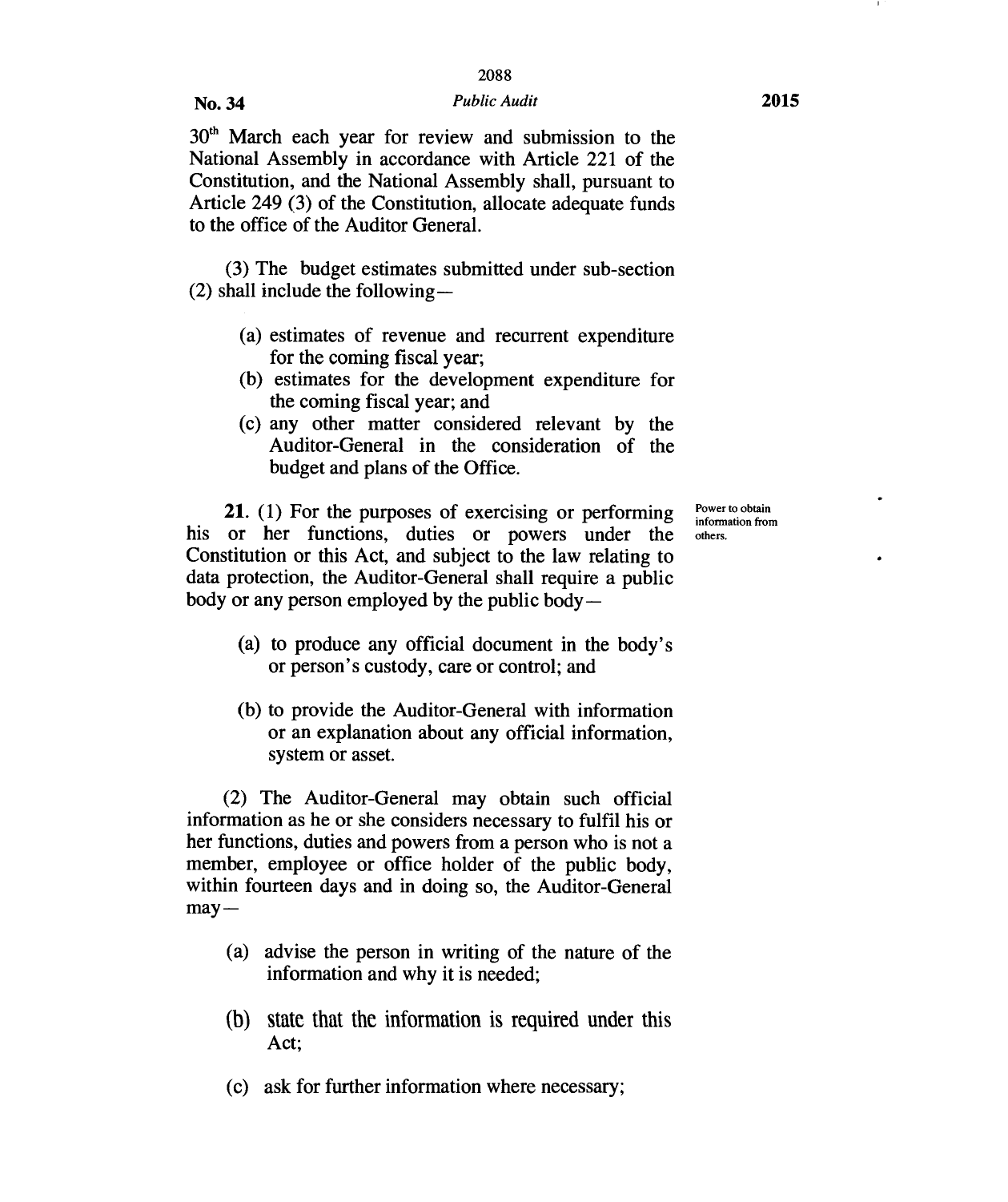30th March each year for review and submission to the National Assembly in accordance with Article 221 of the Constitution, and the National Assembly shall, pursuant to Article 249 (3) of the Constitution, allocate adequate funds to the office of the Auditor General.

(3) The budget estimates submitted under sub-section (2) shall include the following—

(a) estimates of revenue and recurrent expenditure for the coming fiscal year;

(b) estimates for the development expenditure for the coming fiscal year; and

(c) any other matter considered relevant by the Auditor-General in the consideration of the budget and plans of the Office.

Power to obtain information from others.

**21.** (1) For the purposes of exercising or performing his or her functions, duties or powers under the Constitution or this Act, and subject to the law relating to data protection, the Auditor-General shall require a public body or any person employed by the public body—

(a) to produce any official document in the body's or person's custody, care or control; and

(b) to provide the Auditor-General with information or an explanation about any official information, system or asset.

(2) The Auditor-General may obtain such official information as he or she considers necessary to fulfil his or her functions, duties and powers from a person who is not a member, employee or office holder of the public body, within fourteen days and in doing so, the Auditor-General may—

(a) advise the person in writing of the nature of the information and why it is needed;

(b) state that the information is required under this Act;

(c) ask for further information where necessary;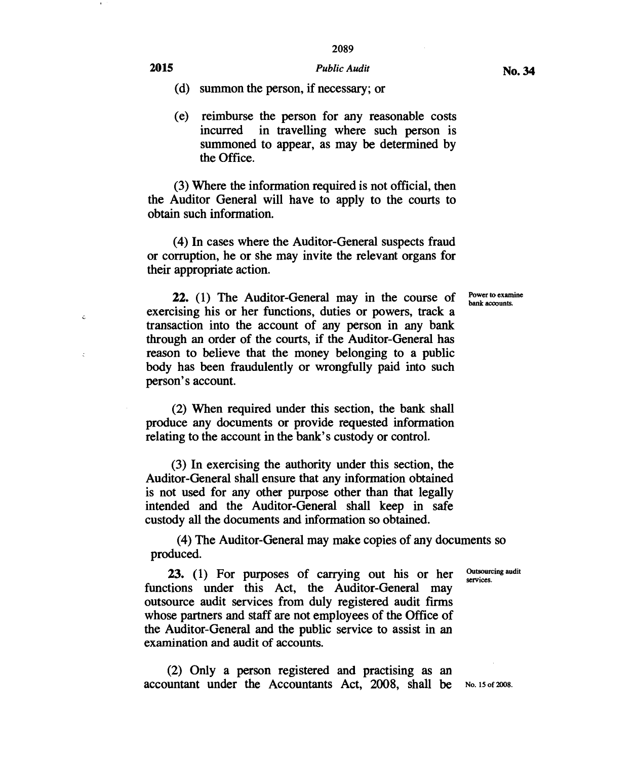(d) summon the person, if necessary; or

(e) reimburse the person for any reasonable costs incurred in travelling where such person is summoned to appear, as may be determined by the Office.

(3) Where the information required is not official, then the Auditor General will have to apply to the courts to obtain such information.

(4) In cases where the Auditor-General suspects fraud or corruption, he or she may invite the relevant organs for their appropriate action.

Power to examine bank accounts.

**22.** (1) The Auditor-General may in the course of exercising his or her functions, duties or powers, track a transaction into the account of any person in any bank through an order of the courts, if the Auditor-General has reason to believe that the money belonging to a public body has been fraudulently or wrongfully paid into such person's account.

(2) When required under this section, the bank shall produce any documents or provide requested information relating to the account in the bank's custody or control.

(3) In exercising the authority under this section, the Auditor-General shall ensure that any information obtained is not used for any other purpose other than that legally intended and the Auditor-General shall keep in safe custody all the documents and information so obtained.

(4) The Auditor-General may make copies of any documents so produced.

Outsourcing audit services.

**23.** (1) For purposes of carrying out his or her functions under this Act, the Auditor-General may outsource audit services from duly registered audit firms whose partners and staff are not employees of the Office of the Auditor-General and the public service to assist in an examination and audit of accounts.

(2) Only a person registered and practising as an accountant under the Accountants Act, 2008, shall be

No. 15 of 2008.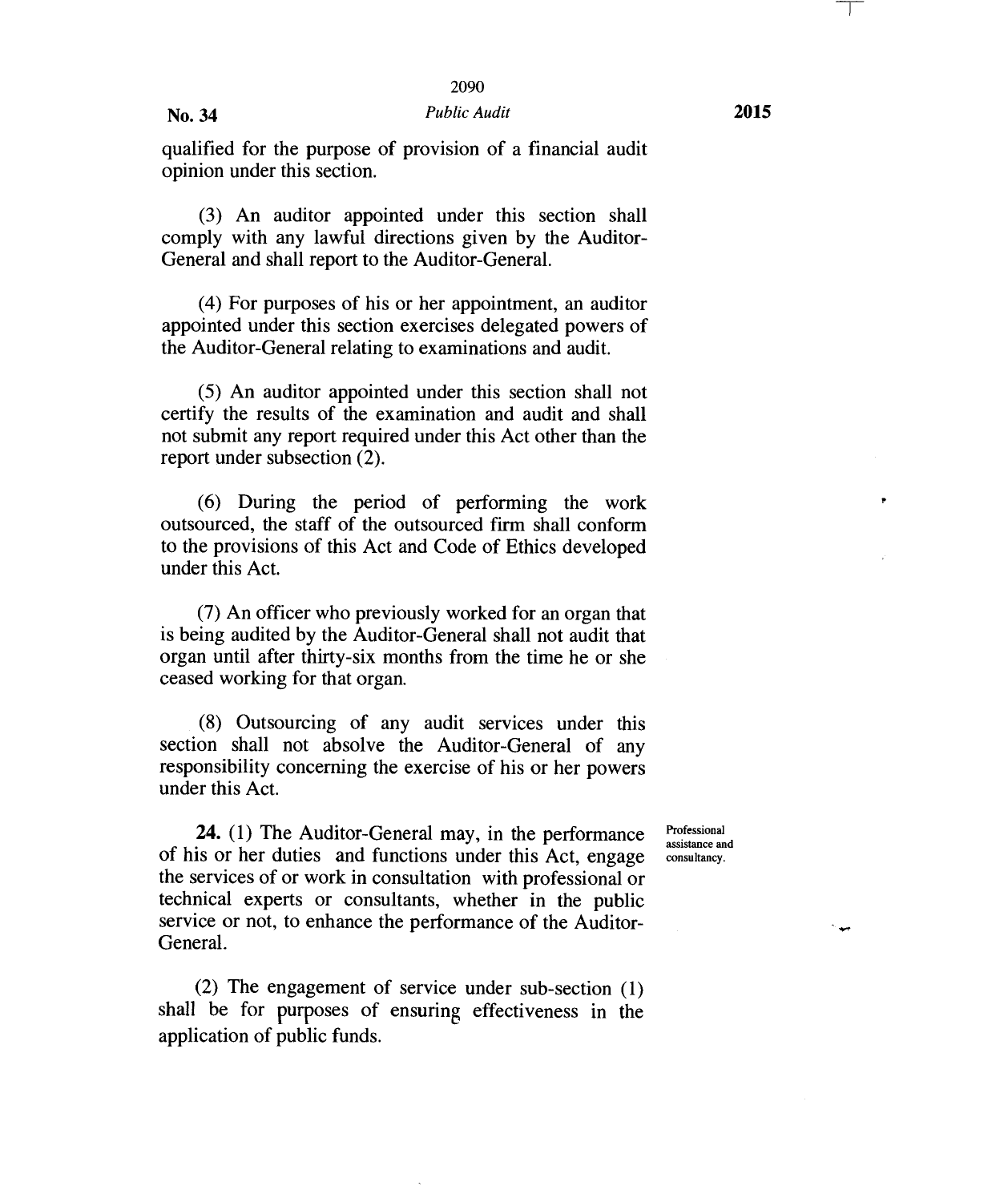qualified for the purpose of provision of a financial audit opinion under this section.

(3) An auditor appointed under this section shall comply with any lawful directions given by the Auditor-General and shall report to the Auditor-General.

(4) For purposes of his or her appointment, an auditor appointed under this section exercises delegated powers of the Auditor-General relating to examinations and audit.

(5) An auditor appointed under this section shall not certify the results of the examination and audit and shall not submit any report required under this Act other than the report under subsection (2).

(6) During the period of performing the work outsourced, the staff of the outsourced firm shall conform to the provisions of this Act and Code of Ethics developed under this Act.

(7) An officer who previously worked for an organ that is being audited by the Auditor-General shall not audit that organ until after thirty-six months from the time he or she ceased working for that organ.

(8) Outsourcing of any audit services under this section shall not absolve the Auditor-General of any responsibility concerning the exercise of his or her powers under this Act.

Professional assistance and consultancy.

**24.** (1) The Auditor-General may, in the performance of his or her duties and functions under this Act, engage the services of or work in consultation with professional or technical experts or consultants, whether in the public service or not, to enhance the performance of the Auditor-General.

(2) The engagement of service under sub-section (1) shall be for purposes of ensuring effectiveness in the application of public funds.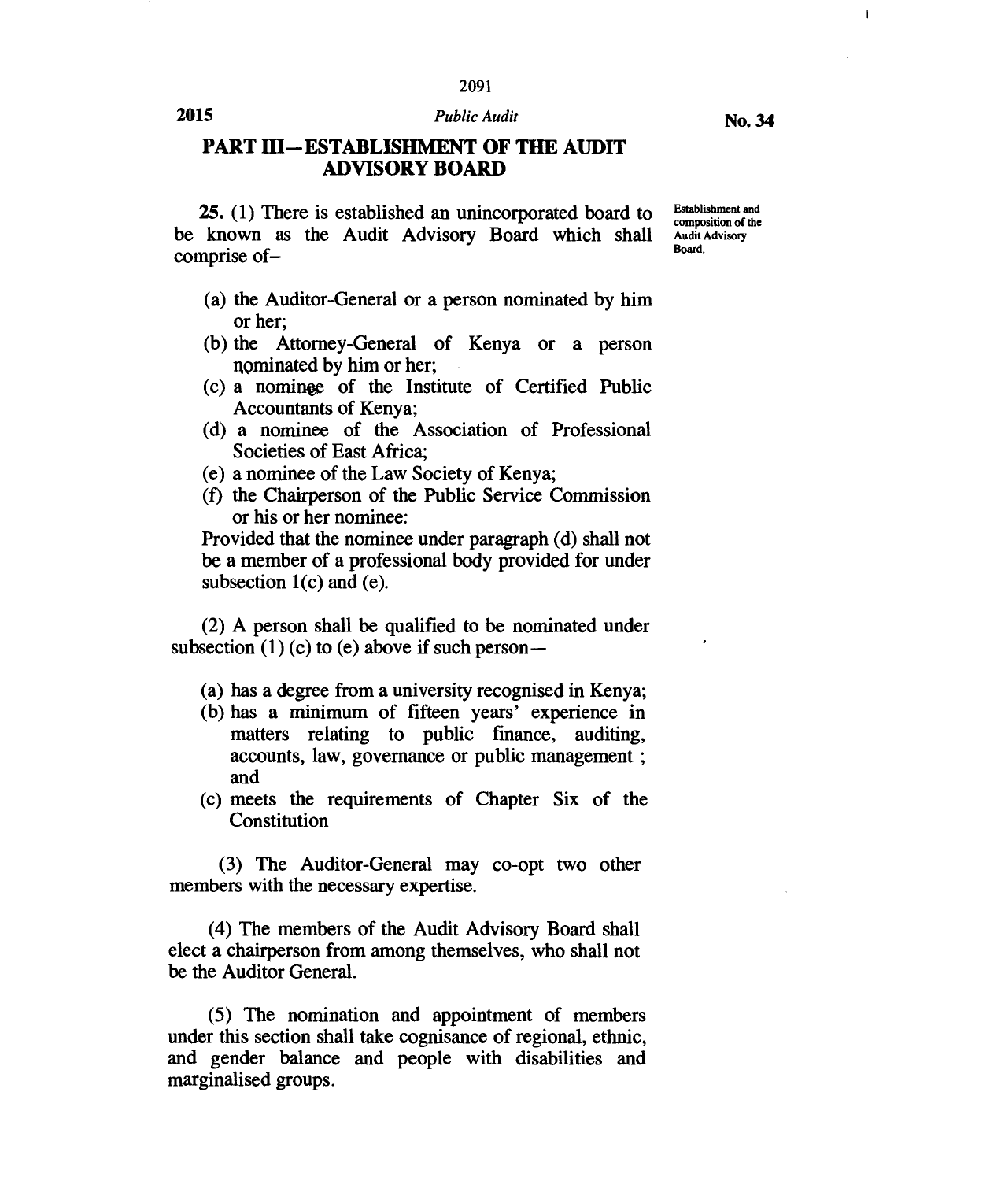## PART III—ESTABLISHMENT OF THE AUDIT ADVISORY BOARD

Establishment and composition of the Audit Advisory Board.

**25.** (1) There is established an unincorporated board to be known as the Audit Advisory Board which shall comprise of–

(a) the Auditor-General or a person nominated by him or her;

(b) the Attorney-General of Kenya or a person nominated by him or her;

(c) a nominee of the Institute of Certified Public Accountants of Kenya;

(d) a nominee of the Association of Professional Societies of East Africa;

(e) a nominee of the Law Society of Kenya;

(f) the Chairperson of the Public Service Commission or his or her nominee:

Provided that the nominee under paragraph (d) shall not be a member of a professional body provided for under subsection 1(c) and (e).

(2) A person shall be qualified to be nominated under subsection (1) (c) to (e) above if such person—

(a) has a degree from a university recognised in Kenya;

(b) has a minimum of fifteen years' experience in matters relating to public finance, auditing, accounts, law, governance or public management ; and

(c) meets the requirements of Chapter Six of the Constitution

(3) The Auditor-General may co-opt two other members with the necessary expertise.

(4) The members of the Audit Advisory Board shall elect a chairperson from among themselves, who shall not be the Auditor General.

(5) The nomination and appointment of members under this section shall take cognisance of regional, ethnic, and gender balance and people with disabilities and marginalised groups.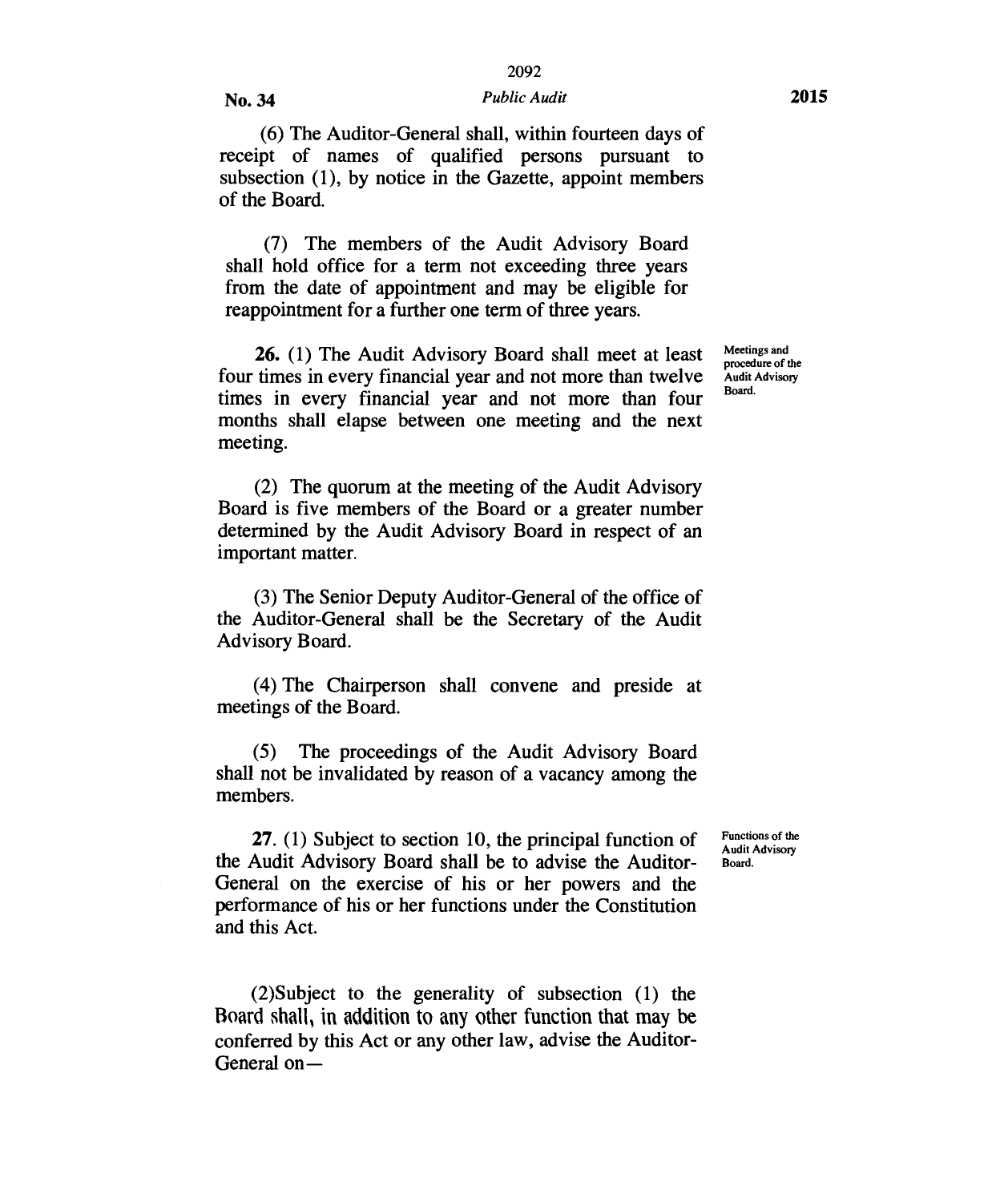(6) The Auditor-General shall, within fourteen days of receipt of names of qualified persons pursuant to subsection (1), by notice in the Gazette, appoint members of the Board.

(7) The members of the Audit Advisory Board shall hold office for a term not exceeding three years from the date of appointment and may be eligible for reappointment for a further one term of three years.

*Meetings and procedure of the Audit Advisory Board.*

**26.** (1) The Audit Advisory Board shall meet at least four times in every financial year and not more than twelve times in every financial year and not more than four months shall elapse between one meeting and the next meeting.

(2) The quorum at the meeting of the Audit Advisory Board is five members of the Board or a greater number determined by the Audit Advisory Board in respect of an important matter.

(3) The Senior Deputy Auditor-General of the office of the Auditor-General shall be the Secretary of the Audit Advisory Board.

(4) The Chairperson shall convene and preside at meetings of the Board.

(5) The proceedings of the Audit Advisory Board shall not be invalidated by reason of a vacancy among the members.

*Functions of the Audit Advisory Board.*

**27.** (1) Subject to section 10, the principal function of the Audit Advisory Board shall be to advise the Auditor-General on the exercise of his or her powers and the performance of his or her functions under the Constitution and this Act.

(2)Subject to the generality of subsection (1) the Board shall, in addition to any other function that may be conferred by this Act or any other law, advise the Auditor-General on—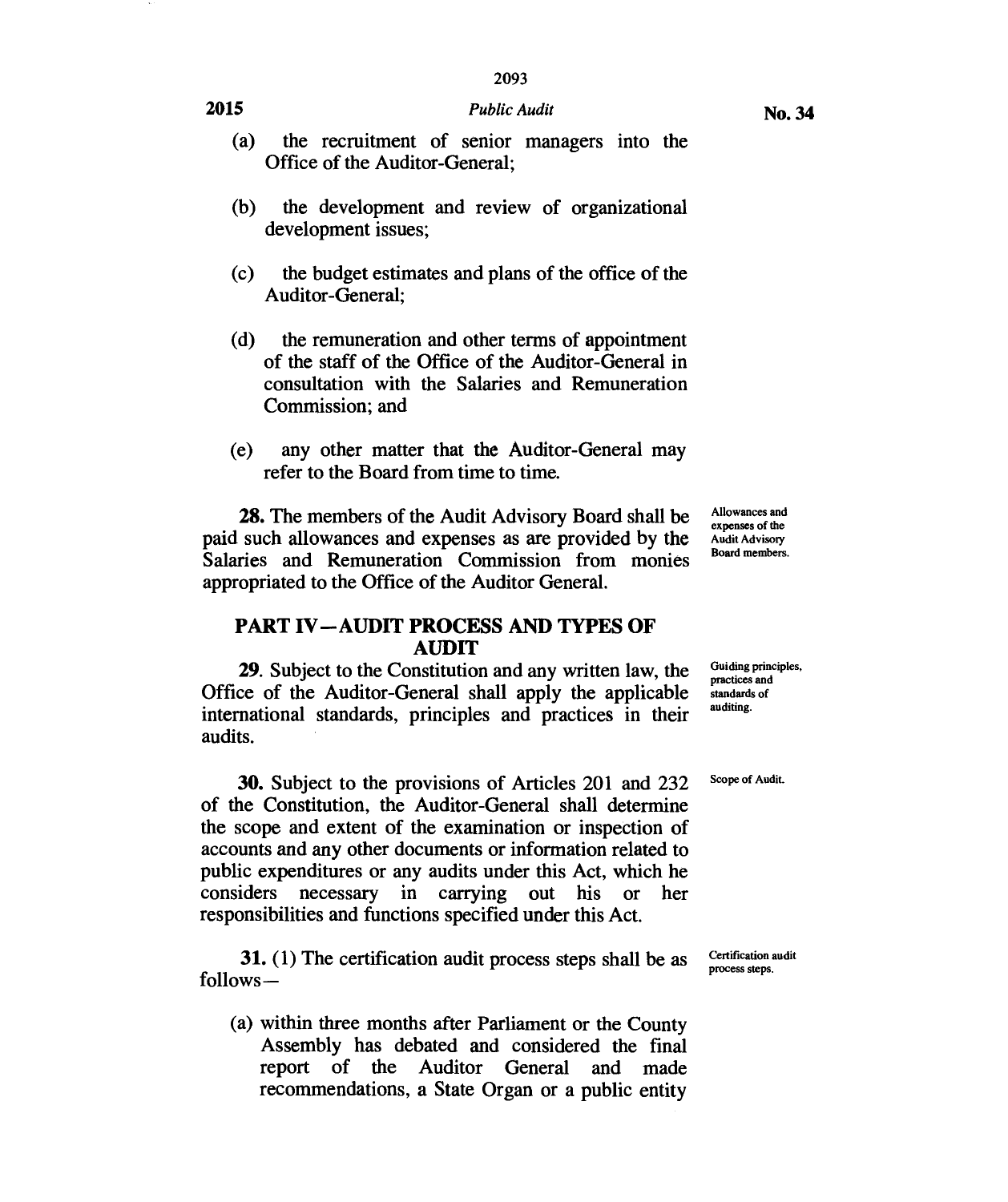(a) the recruitment of senior managers into the Office of the Auditor-General;

(b) the development and review of organizational development issues;

(c) the budget estimates and plans of the office of the Auditor-General;

(d) the remuneration and other terms of appointment of the staff of the Office of the Auditor-General in consultation with the Salaries and Remuneration Commission; and

(e) any other matter that the Auditor-General may refer to the Board from time to time.

Allowances and expenses of the Audit Advisory Board members.

**28.** The members of the Audit Advisory Board shall be paid such allowances and expenses as are provided by the Salaries and Remuneration Commission from monies appropriated to the Office of the Auditor General.

## PART IV—AUDIT PROCESS AND TYPES OF AUDIT

Guiding principles, practices and standards of auditing.

**29**. Subject to the Constitution and any written law, the Office of the Auditor-General shall apply the applicable international standards, principles and practices in their audits.

Scope of Audit.

**30.** Subject to the provisions of Articles 201 and 232 of the Constitution, the Auditor-General shall determine the scope and extent of the examination or inspection of accounts and any other documents or information related to public expenditures or any audits under this Act, which he considers necessary in carrying out his or her responsibilities and functions specified under this Act.

Certification audit process steps.

**31.** (1) The certification audit process steps shall be as follows—

(a) within three months after Parliament or the County Assembly has debated and considered the final report of the Auditor General and made recommendations, a State Organ or a public entity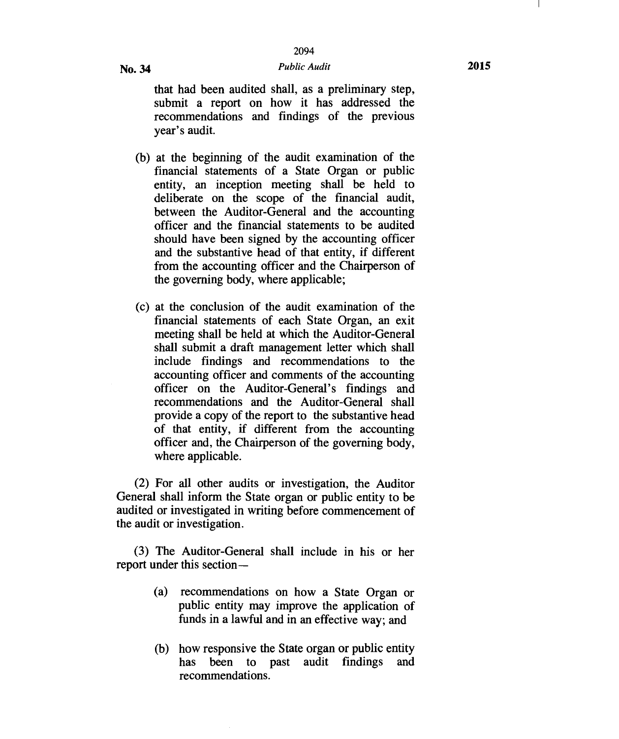that had been audited shall, as a preliminary step, submit a report on how it has addressed the recommendations and findings of the previous year's audit.

(b) at the beginning of the audit examination of the financial statements of a State Organ or public entity, an inception meeting shall be held to deliberate on the scope of the financial audit, between the Auditor-General and the accounting officer and the financial statements to be audited should have been signed by the accounting officer and the substantive head of that entity, if different from the accounting officer and the Chairperson of the governing body, where applicable;

(c) at the conclusion of the audit examination of the financial statements of each State Organ, an exit meeting shall be held at which the Auditor-General shall submit a draft management letter which shall include findings and recommendations to the accounting officer and comments of the accounting officer on the Auditor-General's findings and recommendations and the Auditor-General shall provide a copy of the report to the substantive head of that entity, if different from the accounting officer and, the Chairperson of the governing body, where applicable.

(2) For all other audits or investigation, the Auditor General shall inform the State organ or public entity to be audited or investigated in writing before commencement of the audit or investigation.

(3) The Auditor-General shall include in his or her report under this section—

(a) recommendations on how a State Organ or public entity may improve the application of funds in a lawful and in an effective way; and

(b) how responsive the State organ or public entity has been to past audit findings and recommendations.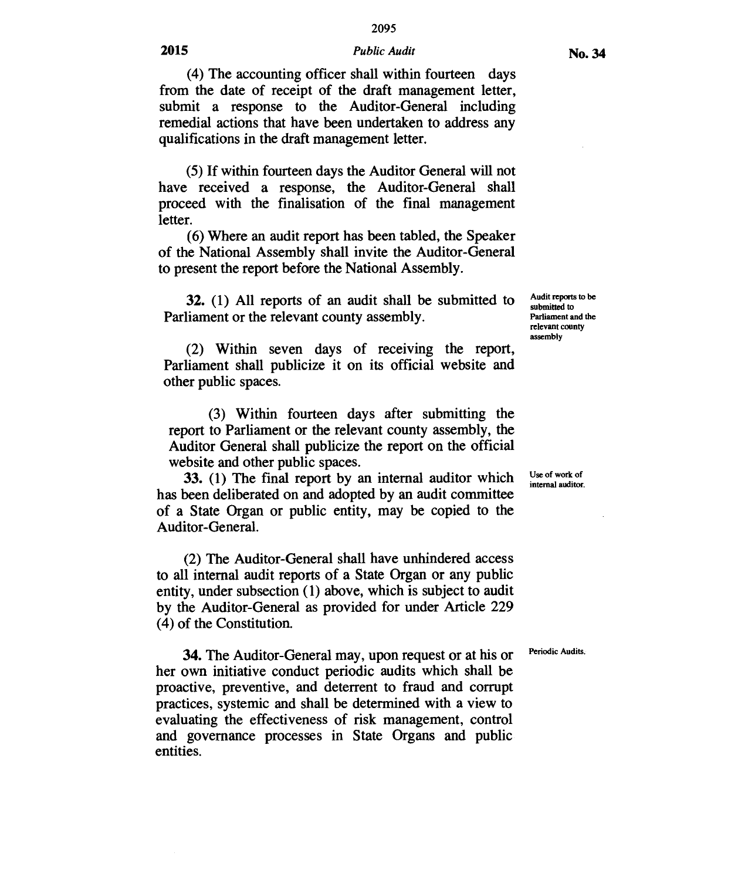(4) The accounting officer shall within fourteen days from the date of receipt of the draft management letter, submit a response to the Auditor-General including remedial actions that have been undertaken to address any qualifications in the draft management letter.

(5) If within fourteen days the Auditor General will not have received a response, the Auditor-General shall proceed with the finalisation of the final management letter.

(6) Where an audit report has been tabled, the Speaker of the National Assembly shall invite the Auditor-General to present the report before the National Assembly.

Audit reports to be submitted to Parliament and the relevant county assembly

**32.** (1) All reports of an audit shall be submitted to Parliament or the relevant county assembly.

(2) Within seven days of receiving the report, Parliament shall publicize it on its official website and other public spaces.

(3) Within fourteen days after submitting the report to Parliament or the relevant county assembly, the Auditor General shall publicize the report on the official website and other public spaces.

Use of work of internal auditor.

**33.** (1) The final report by an internal auditor which has been deliberated on and adopted by an audit committee of a State Organ or public entity, may be copied to the Auditor-General.

(2) The Auditor-General shall have unhindered access to all internal audit reports of a State Organ or any public entity, under subsection (1) above, which is subject to audit by the Auditor-General as provided for under Article 229 (4) of the Constitution.

Periodic Audits.

**34.** The Auditor-General may, upon request or at his or her own initiative conduct periodic audits which shall be proactive, preventive, and deterrent to fraud and corrupt practices, systemic and shall be determined with a view to evaluating the effectiveness of risk management, control and governance processes in State Organs and public entities.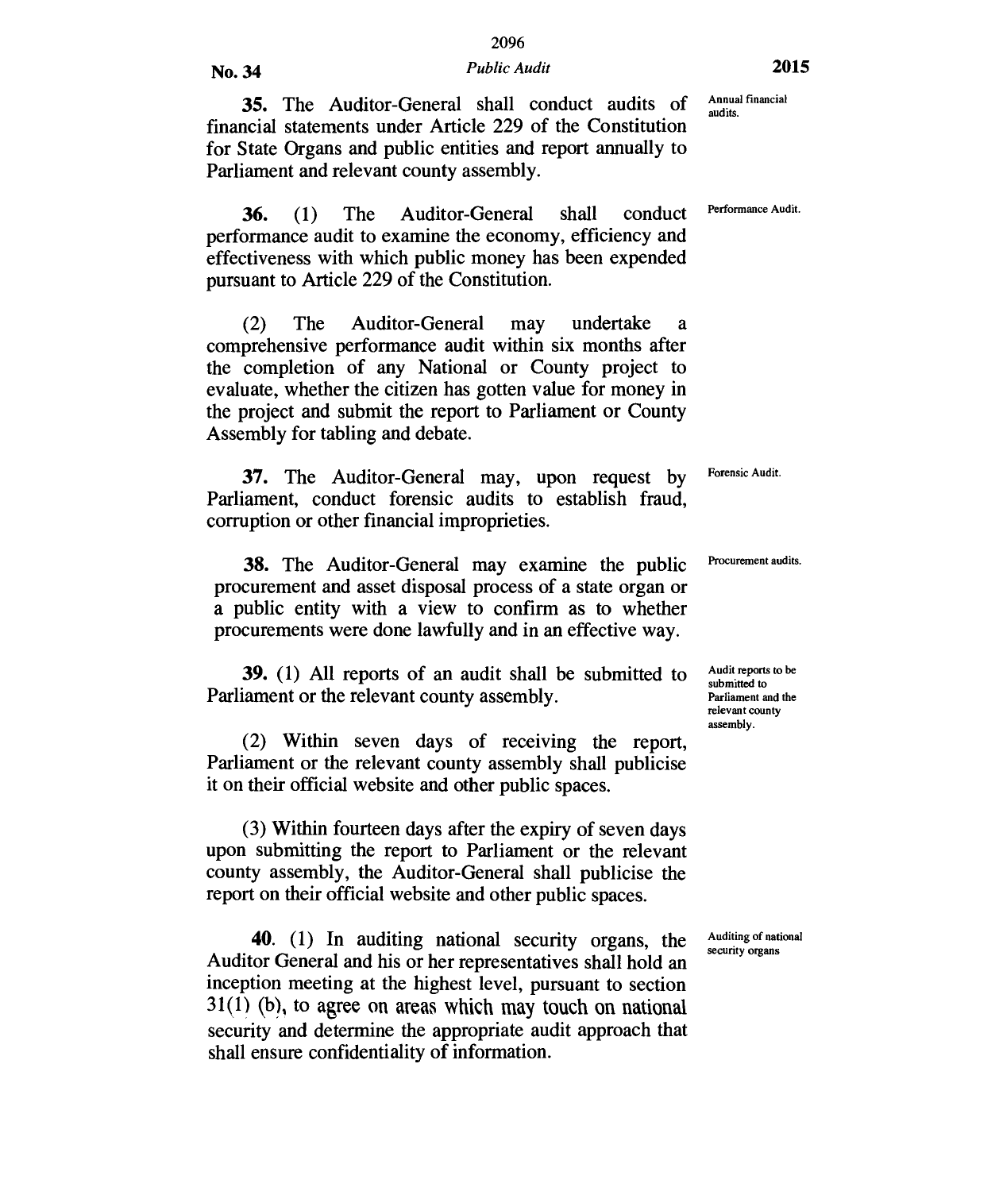**35.** The Auditor-General shall conduct audits of financial statements under Article 229 of the Constitution for State Organs and public entities and report annually to Parliament and relevant county assembly.

Annual financial audits.

**36.** (1) The Auditor-General shall conduct performance audit to examine the economy, efficiency and effectiveness with which public money has been expended pursuant to Article 229 of the Constitution.

Performance Audit.

(2) The Auditor-General may undertake a comprehensive performance audit within six months after the completion of any National or County project to evaluate, whether the citizen has gotten value for money in the project and submit the report to Parliament or County Assembly for tabling and debate.

**37.** The Auditor-General may, upon request by Parliament, conduct forensic audits to establish fraud, corruption or other financial improprieties.

Forensic Audit.

**38.** The Auditor-General may examine the public procurement and asset disposal process of a state organ or a public entity with a view to confirm as to whether procurements were done lawfully and in an effective way.

Procurement audits.

**39.** (1) All reports of an audit shall be submitted to Parliament or the relevant county assembly.

Audit reports to be submitted to Parliament and the relevant county assembly.

(2) Within seven days of receiving the report, Parliament or the relevant county assembly shall publicise it on their official website and other public spaces.

(3) Within fourteen days after the expiry of seven days upon submitting the report to Parliament or the relevant county assembly, the Auditor-General shall publicise the report on their official website and other public spaces.

**40**. (1) In auditing national security organs, the Auditor General and his or her representatives shall hold an inception meeting at the highest level, pursuant to section 31(1) (b), to agree on areas which may touch on national security and determine the appropriate audit approach that shall ensure confidentiality of information.

Auditing of national security organs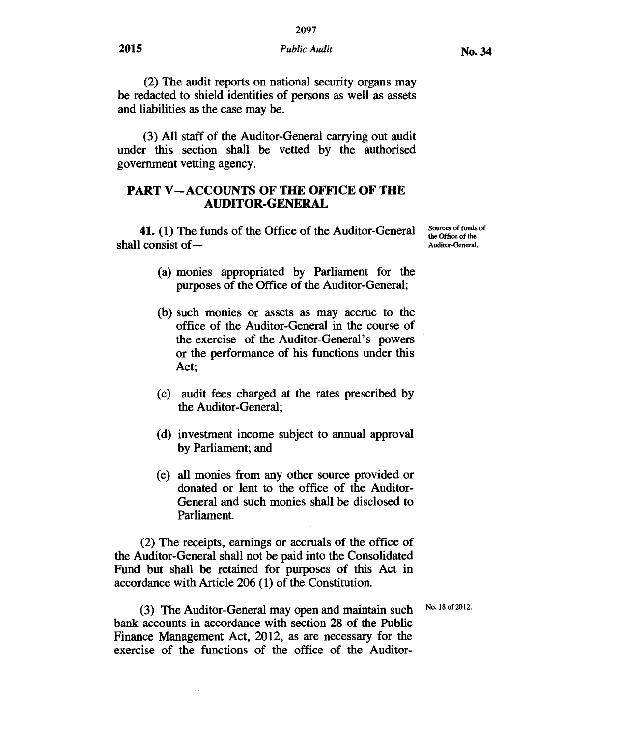(2) The audit reports on national security organs may be redacted to shield identities of persons as well as assets and liabilities as the case may be.

(3) All staff of the Auditor-General carrying out audit under this section shall be vetted by the authorised government vetting agency.

## PART V—ACCOUNTS OF THE OFFICE OF THE AUDITOR-GENERAL

Sources of funds of the Office of the Auditor-General.

**41.** (1) The funds of the Office of the Auditor-General shall consist of—

- (a) monies appropriated by Parliament for the purposes of the Office of the Auditor-General;
- (b) such monies or assets as may accrue to the office of the Auditor-General in the course of the exercise of the Auditor-General's powers or the performance of his functions under this Act;
- (c) audit fees charged at the rates prescribed by the Auditor-General;
- (d) investment income subject to annual approval by Parliament; and
- (e) all monies from any other source provided or donated or lent to the office of the Auditor-General and such monies shall be disclosed to Parliament.

(2) The receipts, earnings or accruals of the office of the Auditor-General shall not be paid into the Consolidated Fund but shall be retained for purposes of this Act in accordance with Article 206 (1) of the Constitution.

No. 18 of 2012.

(3) The Auditor-General may open and maintain such bank accounts in accordance with section 28 of the Public Finance Management Act, 2012, as are necessary for the exercise of the functions of the office of the Auditor-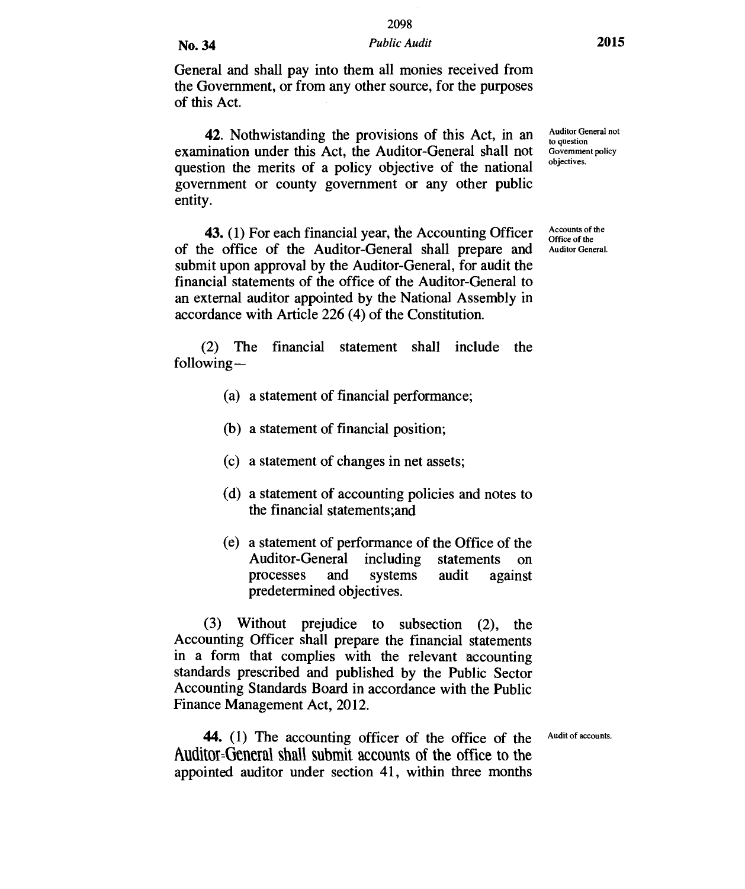General and shall pay into them all monies received from the Government, or from any other source, for the purposes of this Act.

Auditor General not to question Government policy objectives.

**42**. Nothwistanding the provisions of this Act, in an examination under this Act, the Auditor-General shall not question the merits of a policy objective of the national government or county government or any other public entity.

Accounts of the Office of the Auditor General.

**43.** (1) For each financial year, the Accounting Officer of the office of the Auditor-General shall prepare and submit upon approval by the Auditor-General, for audit the financial statements of the office of the Auditor-General to an external auditor appointed by the National Assembly in accordance with Article 226 (4) of the Constitution.

(2) The financial statement shall include the following—

(a) a statement of financial performance;

(b) a statement of financial position;

(c) a statement of changes in net assets;

(d) a statement of accounting policies and notes to the financial statements;and

(e) a statement of performance of the Office of the Auditor-General including statements on processes and systems audit against predetermined objectives.

(3) Without prejudice to subsection (2), the Accounting Officer shall prepare the financial statements in a form that complies with the relevant accounting standards prescribed and published by the Public Sector Accounting Standards Board in accordance with the Public Finance Management Act, 2012.

Audit of accounts.

**44.** (1) The accounting officer of the office of the Auditor-General shall submit accounts of the office to the appointed auditor under section 41, within three months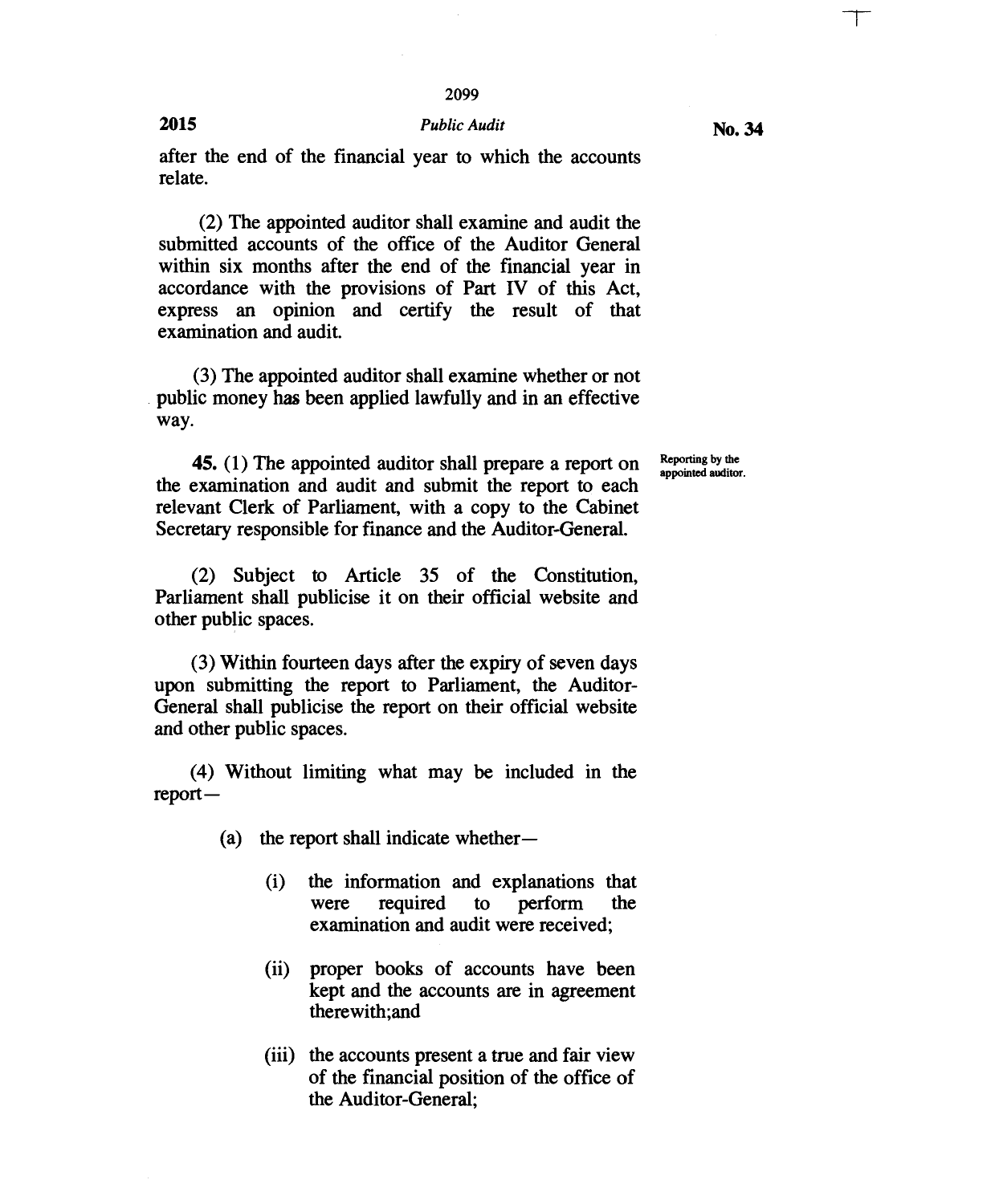after the end of the financial year to which the accounts relate.

(2) The appointed auditor shall examine and audit the submitted accounts of the office of the Auditor General within six months after the end of the financial year in accordance with the provisions of Part IV of this Act, express an opinion and certify the result of that examination and audit.

(3) The appointed auditor shall examine whether or not public money has been applied lawfully and in an effective way.

Reporting by the appointed auditor.

**45.** (1) The appointed auditor shall prepare a report on the examination and audit and submit the report to each relevant Clerk of Parliament, with a copy to the Cabinet Secretary responsible for finance and the Auditor-General.

(2) Subject to Article 35 of the Constitution, Parliament shall publicise it on their official website and other public spaces.

(3) Within fourteen days after the expiry of seven days upon submitting the report to Parliament, the Auditor-General shall publicise the report on their official website and other public spaces.

(4) Without limiting what may be included in the report—

(a) the report shall indicate whether—

(i) the information and explanations that were required to perform the examination and audit were received;

(ii) proper books of accounts have been kept and the accounts are in agreement therewith;and

(iii) the accounts present a true and fair view of the financial position of the office of the Auditor-General;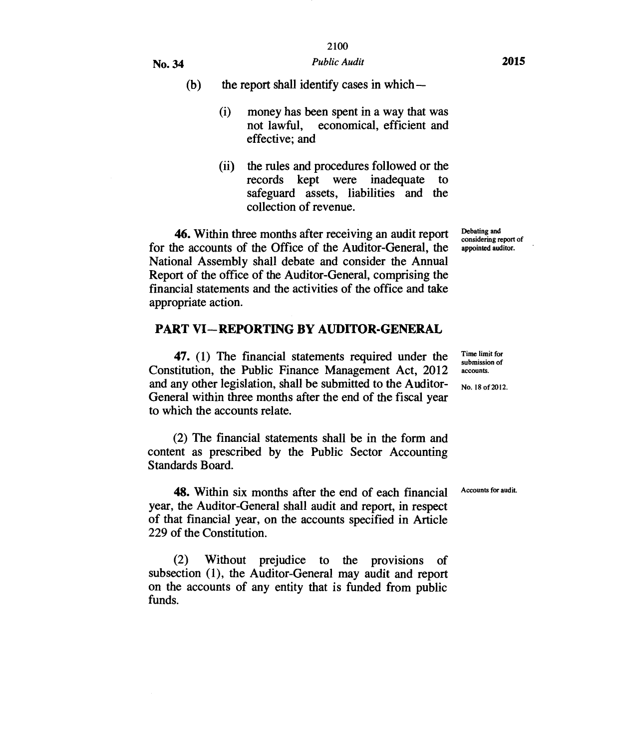(b) the report shall identify cases in which—

(i) money has been spent in a way that was not lawful, economical, efficient and effective; and

(ii) the rules and procedures followed or the records kept were inadequate to safeguard assets, liabilities and the collection of revenue.

Debating and considering report of appointed auditor.

**46.** Within three months after receiving an audit report for the accounts of the Office of the Auditor-General, the National Assembly shall debate and consider the Annual Report of the office of the Auditor-General, comprising the financial statements and the activities of the office and take appropriate action.

## PART VI—REPORTING BY AUDITOR-GENERAL

Time limit for submission of accounts.

No. 18 of 2012.

**47.** (1) The financial statements required under the Constitution, the Public Finance Management Act, 2012 and any other legislation, shall be submitted to the Auditor-General within three months after the end of the fiscal year to which the accounts relate.

(2) The financial statements shall be in the form and content as prescribed by the Public Sector Accounting Standards Board.

Accounts for audit.

**48.** Within six months after the end of each financial year, the Auditor-General shall audit and report, in respect of that financial year, on the accounts specified in Article 229 of the Constitution.

(2) Without prejudice to the provisions of subsection (1), the Auditor-General may audit and report on the accounts of any entity that is funded from public funds.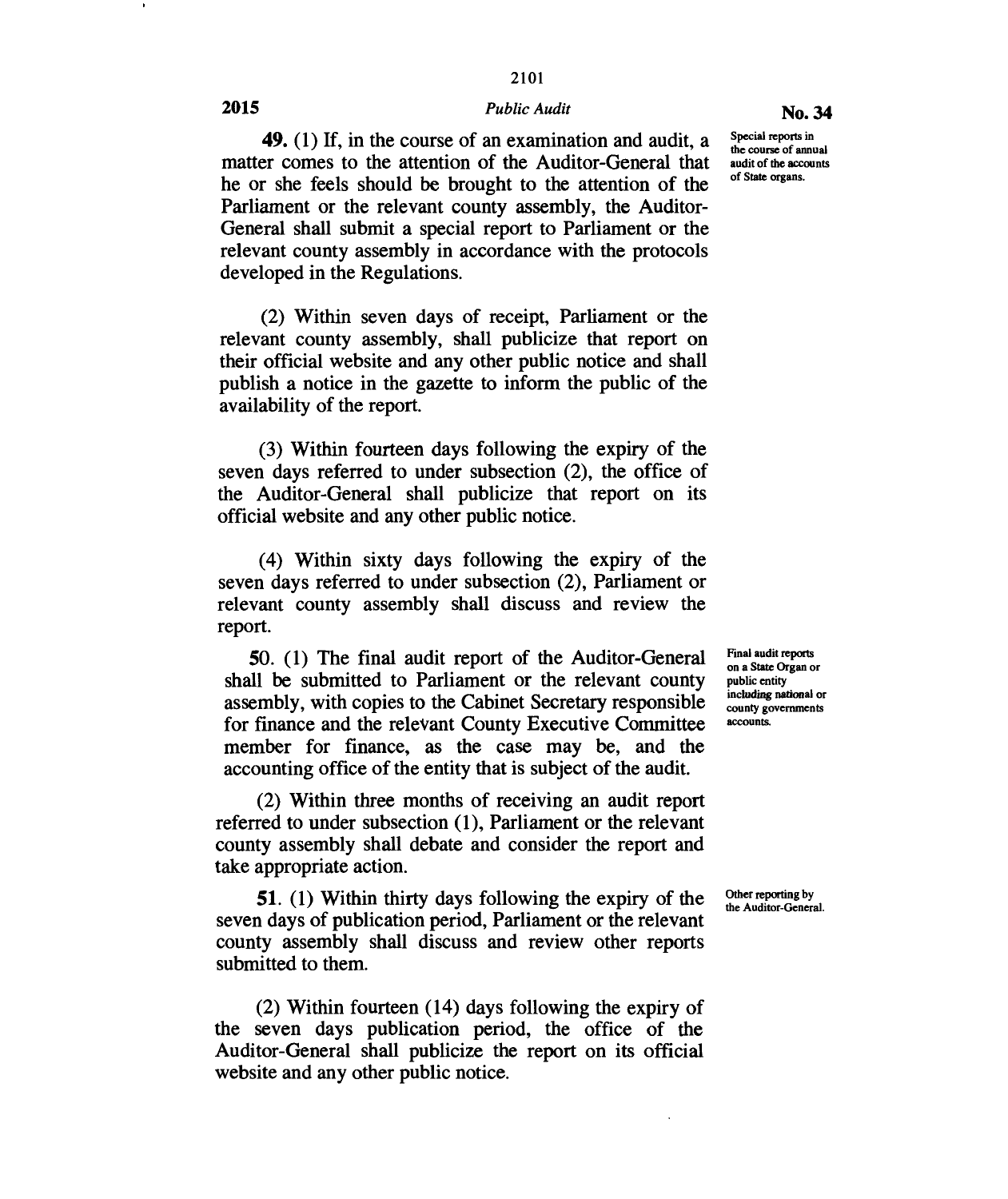**49.** (1) If, in the course of an examination and audit, a matter comes to the attention of the Auditor-General that he or she feels should be brought to the attention of the Parliament or the relevant county assembly, the Auditor-General shall submit a special report to Parliament or the relevant county assembly in accordance with the protocols developed in the Regulations.

*Special reports in the course of annual audit of the accounts of State organs.*

(2) Within seven days of receipt, Parliament or the relevant county assembly, shall publicize that report on their official website and any other public notice and shall publish a notice in the gazette to inform the public of the availability of the report.

(3) Within fourteen days following the expiry of the seven days referred to under subsection (2), the office of the Auditor-General shall publicize that report on its official website and any other public notice.

(4) Within sixty days following the expiry of the seven days referred to under subsection (2), Parliament or relevant county assembly shall discuss and review the report.

**50.** (1) The final audit report of the Auditor-General shall be submitted to Parliament or the relevant county assembly, with copies to the Cabinet Secretary responsible for finance and the relevant County Executive Committee member for finance, as the case may be, and the accounting office of the entity that is subject of the audit.

*Final audit reports on a State Organ or public entity including national or county governments accounts.*

(2) Within three months of receiving an audit report referred to under subsection (1), Parliament or the relevant county assembly shall debate and consider the report and take appropriate action.

**51.** (1) Within thirty days following the expiry of the seven days of publication period, Parliament or the relevant county assembly shall discuss and review other reports submitted to them.

*Other reporting by the Auditor-General.*

(2) Within fourteen (14) days following the expiry of the seven days publication period, the office of the Auditor-General shall publicize the report on its official website and any other public notice.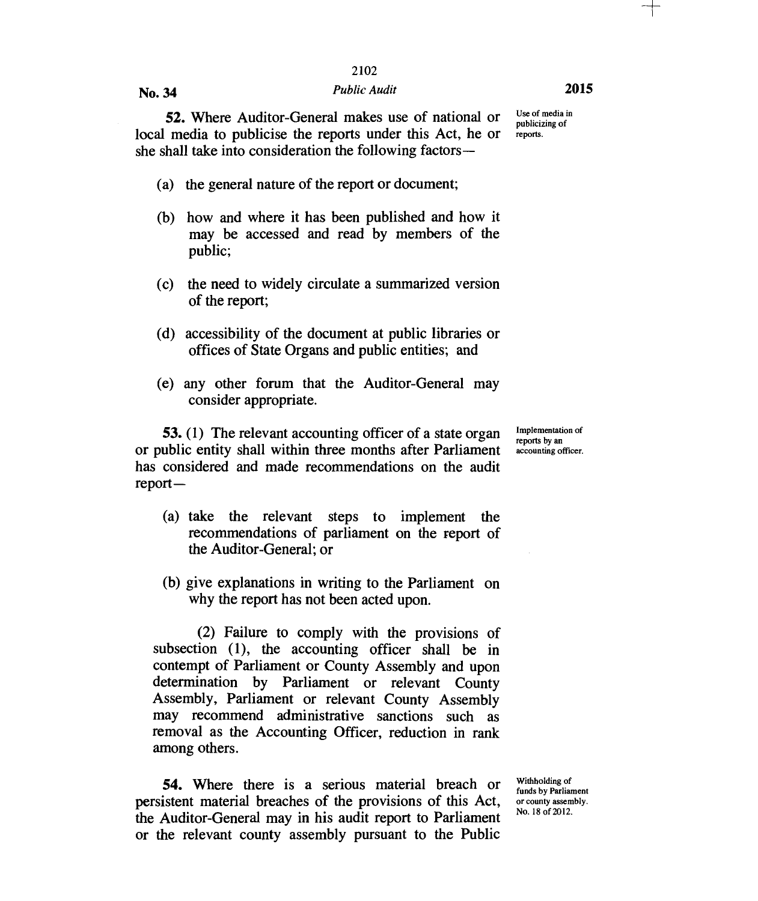**52.** Where Auditor-General makes use of national or local media to publicise the reports under this Act, he or she shall take into consideration the following factors—

Use of media in publicizing of reports.

(a) the general nature of the report or document;

(b) how and where it has been published and how it may be accessed and read by members of the public;

(c) the need to widely circulate a summarized version of the report;

(d) accessibility of the document at public libraries or offices of State Organs and public entities; and

(e) any other forum that the Auditor-General may consider appropriate.

**53.** (1) The relevant accounting officer of a state organ or public entity shall within three months after Parliament has considered and made recommendations on the audit report—

Implementation of reports by an accounting officer.

(a) take the relevant steps to implement the recommendations of parliament on the report of the Auditor-General; or

(b) give explanations in writing to the Parliament on why the report has not been acted upon.

(2) Failure to comply with the provisions of subsection (1), the accounting officer shall be in contempt of Parliament or County Assembly and upon determination by Parliament or relevant County Assembly, Parliament or relevant County Assembly may recommend administrative sanctions such as removal as the Accounting Officer, reduction in rank among others.

**54.** Where there is a serious material breach or persistent material breaches of the provisions of this Act, the Auditor-General may in his audit report to Parliament or the relevant county assembly pursuant to the Public

Withholding of funds by Parliament or county assembly. No. 18 of 2012.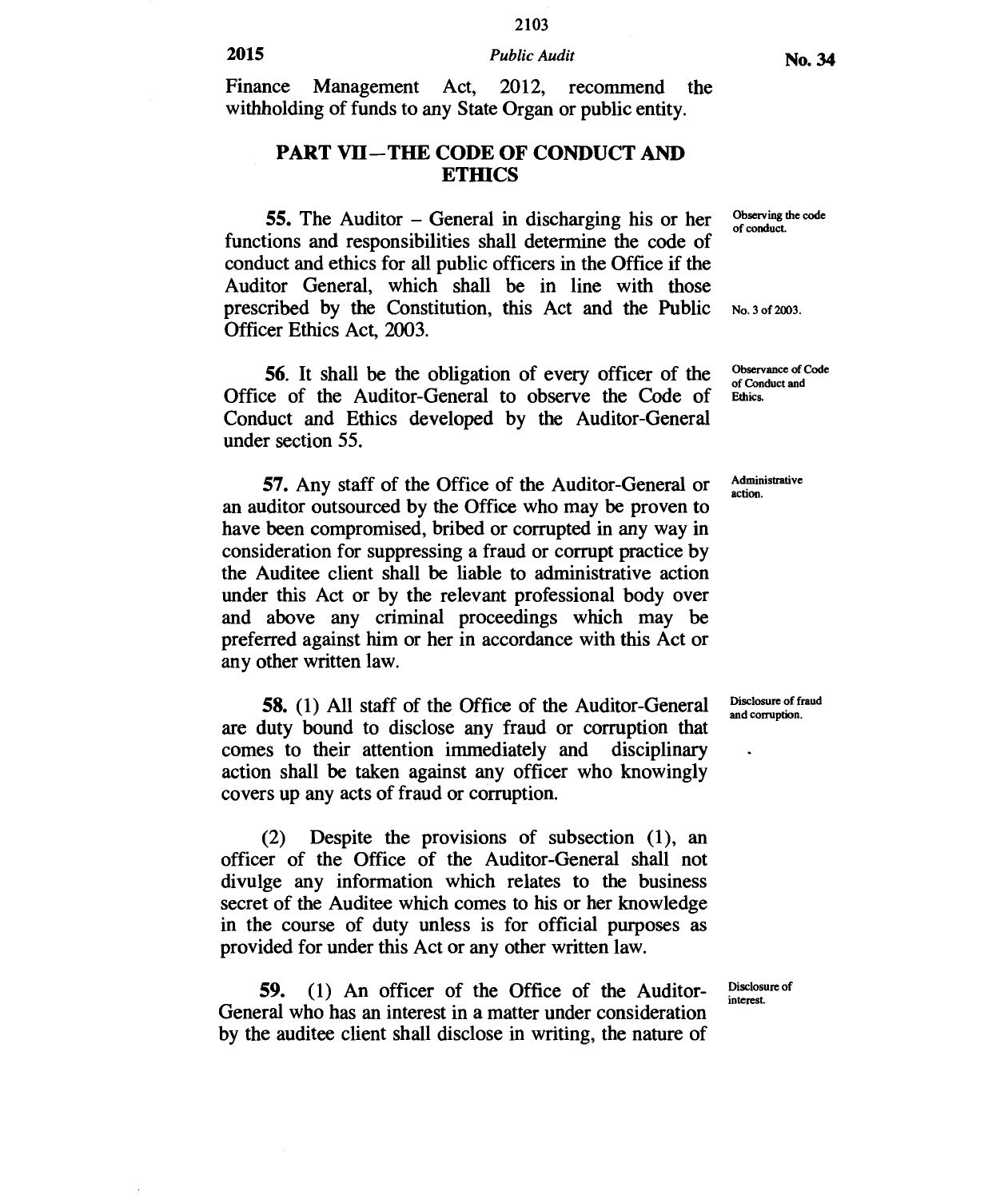Finance Management Act, 2012, recommend the withholding of funds to any State Organ or public entity.

## PART VII—THE CODE OF CONDUCT AND ETHICS

Observing the code of conduct.

**55.** The Auditor – General in discharging his or her functions and responsibilities shall determine the code of conduct and ethics for all public officers in the Office if the Auditor General, which shall be in line with those prescribed by the Constitution, this Act and the Public Officer Ethics Act, 2003.

No. 3 of 2003.

Observance of Code of Conduct and Ethics.

**56.** It shall be the obligation of every officer of the Office of the Auditor-General to observe the Code of Conduct and Ethics developed by the Auditor-General under section 55.

Administrative action.

**57.** Any staff of the Office of the Auditor-General or an auditor outsourced by the Office who may be proven to have been compromised, bribed or corrupted in any way in consideration for suppressing a fraud or corrupt practice by the Auditee client shall be liable to administrative action under this Act or by the relevant professional body over and above any criminal proceedings which may be preferred against him or her in accordance with this Act or any other written law.

Disclosure of fraud and corruption.

**58.** (1) All staff of the Office of the Auditor-General are duty bound to disclose any fraud or corruption that comes to their attention immediately and disciplinary action shall be taken against any officer who knowingly covers up any acts of fraud or corruption.

(2) Despite the provisions of subsection (1), an officer of the Office of the Auditor-General shall not divulge any information which relates to the business secret of the Auditee which comes to his or her knowledge in the course of duty unless is for official purposes as provided for under this Act or any other written law.

Disclosure of interest.

**59.** (1) An officer of the Office of the Auditor-General who has an interest in a matter under consideration by the auditee client shall disclose in writing, the nature of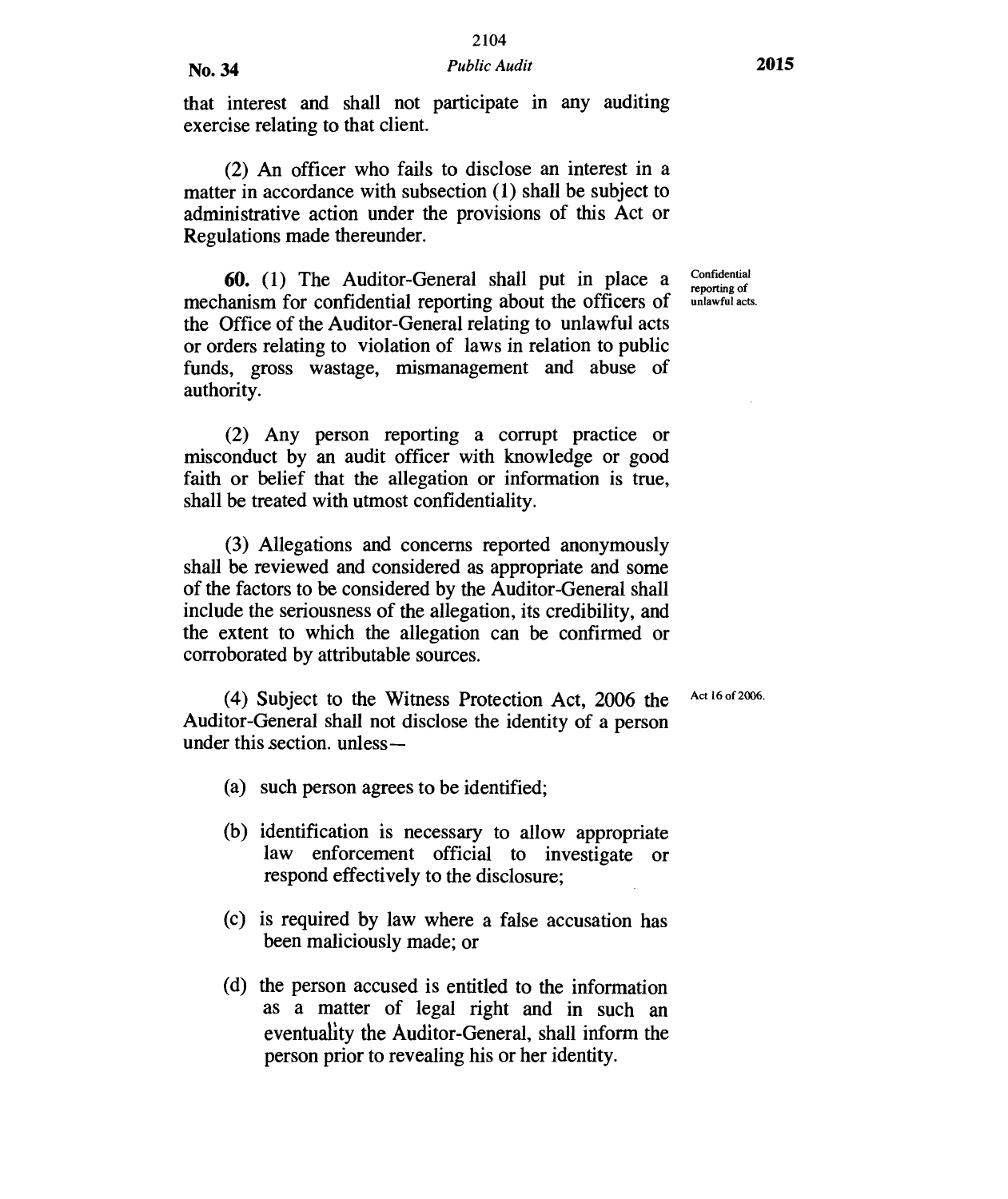that interest and shall not participate in any auditing exercise relating to that client.

(2) An officer who fails to disclose an interest in a matter in accordance with subsection (1) shall be subject to administrative action under the provisions of this Act or Regulations made thereunder.

Confidential reporting of unlawful acts.

**60.** (1) The Auditor-General shall put in place a mechanism for confidential reporting about the officers of the Office of the Auditor-General relating to unlawful acts or orders relating to violation of laws in relation to public funds, gross wastage, mismanagement and abuse of authority.

(2) Any person reporting a corrupt practice or misconduct by an audit officer with knowledge or good faith or belief that the allegation or information is true, shall be treated with utmost confidentiality.

(3) Allegations and concerns reported anonymously shall be reviewed and considered as appropriate and some of the factors to be considered by the Auditor-General shall include the seriousness of the allegation, its credibility, and the extent to which the allegation can be confirmed or corroborated by attributable sources.

Act 16 of 2006.

(4) Subject to the Witness Protection Act, 2006 the Auditor-General shall not disclose the identity of a person under this section. unless—

(a) such person agrees to be identified;

(b) identification is necessary to allow appropriate law enforcement official to investigate or respond effectively to the disclosure;

(c) is required by law where a false accusation has been maliciously made; or

(d) the person accused is entitled to the information as a matter of legal right and in such an eventuality the Auditor-General, shall inform the person prior to revealing his or her identity.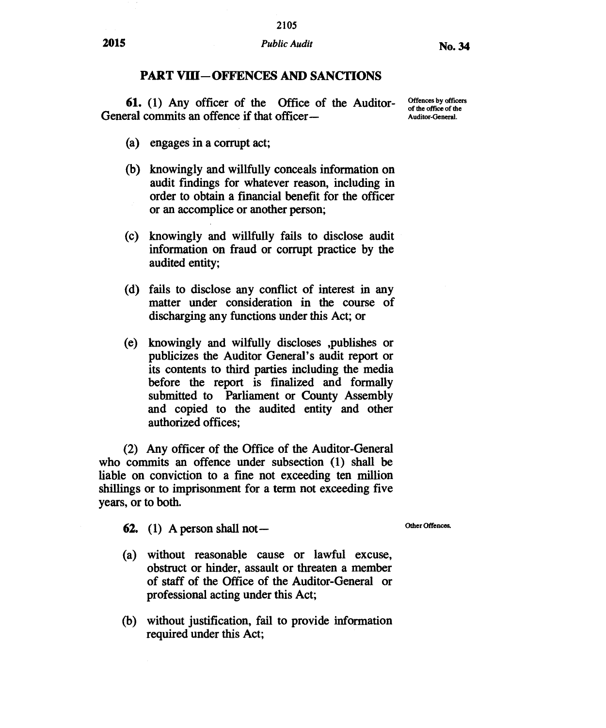## PART VIII—OFFENCES AND SANCTIONS

Offences by officers of the office of the Auditor-General.

**61.** (1) Any officer of the Office of the Auditor-General commits an offence if that officer—

(a) engages in a corrupt act;

(b) knowingly and willfully conceals information on audit findings for whatever reason, including in order to obtain a financial benefit for the officer or an accomplice or another person;

(c) knowingly and willfully fails to disclose audit information on fraud or corrupt practice by the audited entity;

(d) fails to disclose any conflict of interest in any matter under consideration in the course of discharging any functions under this Act; or

(e) knowingly and wilfully discloses ,publishes or publicizes the Auditor General's audit report or its contents to third parties including the media before the report is finalized and formally submitted to Parliament or County Assembly and copied to the audited entity and other authorized offices;

(2) Any officer of the Office of the Auditor-General who commits an offence under subsection (1) shall be liable on conviction to a fine not exceeding ten million shillings or to imprisonment for a term not exceeding five years, or to both.

Other Offences.

**62.** (1) A person shall not—

(a) without reasonable cause or lawful excuse, obstruct or hinder, assault or threaten a member of staff of the Office of the Auditor-General or professional acting under this Act;

(b) without justification, fail to provide information required under this Act;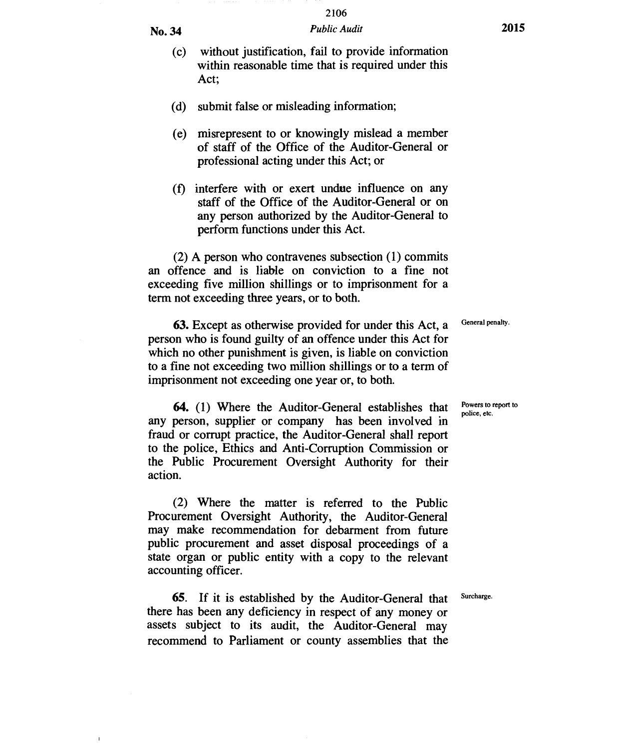(c) without justification, fail to provide information within reasonable time that is required under this Act;

(d) submit false or misleading information;

(e) misrepresent to or knowingly mislead a member of staff of the Office of the Auditor-General or professional acting under this Act; or

(f) interfere with or exert undue influence on any staff of the Office of the Auditor-General or on any person authorized by the Auditor-General to perform functions under this Act.

(2) A person who contravenes subsection (1) commits an offence and is liable on conviction to a fine not exceeding five million shillings or to imprisonment for a term not exceeding three years, or to both.

General penalty.

**63.** Except as otherwise provided for under this Act, a person who is found guilty of an offence under this Act for which no other punishment is given, is liable on conviction to a fine not exceeding two million shillings or to a term of imprisonment not exceeding one year or, to both.

Powers to report to police, etc.

**64.** (1) Where the Auditor-General establishes that any person, supplier or company has been involved in fraud or corrupt practice, the Auditor-General shall report to the police, Ethics and Anti-Corruption Commission or the Public Procurement Oversight Authority for their action.

(2) Where the matter is referred to the Public Procurement Oversight Authority, the Auditor-General may make recommendation for debarment from future public procurement and asset disposal proceedings of a state organ or public entity with a copy to the relevant accounting officer.

Surcharge.

**65.** If it is established by the Auditor-General that there has been any deficiency in respect of any money or assets subject to its audit, the Auditor-General may recommend to Parliament or county assemblies that the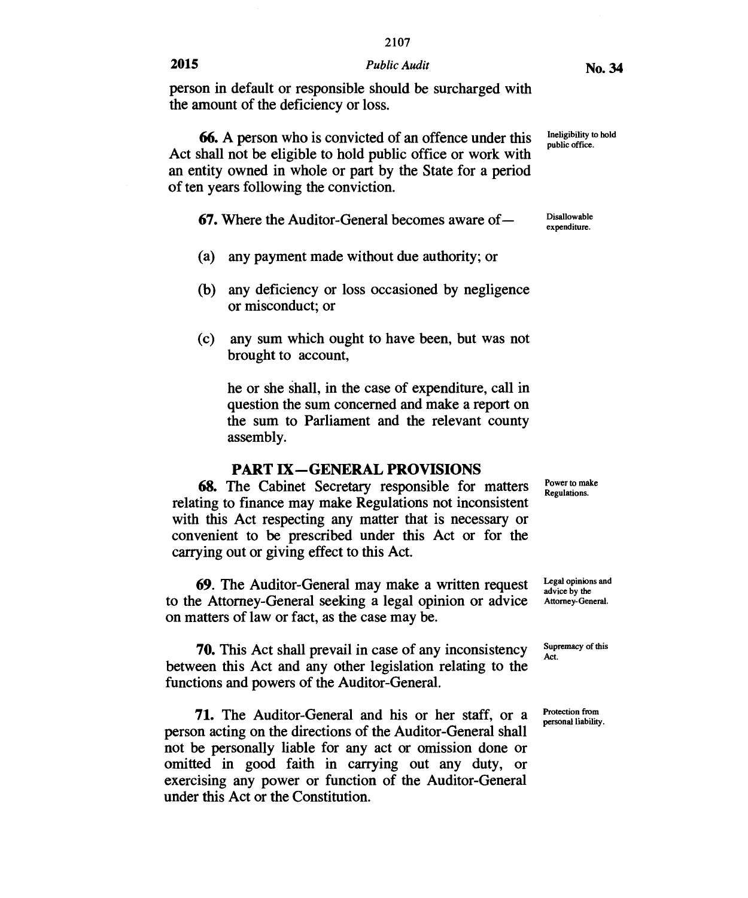person in default or responsible should be surcharged with the amount of the deficiency or loss.

Ineligibility to hold public office.

**66.** A person who is convicted of an offence under this Act shall not be eligible to hold public office or work with an entity owned in whole or part by the State for a period of ten years following the conviction.

Disallowable expenditure.

**67.** Where the Auditor-General becomes aware of—

(a) any payment made without due authority; or

(b) any deficiency or loss occasioned by negligence or misconduct; or

(c) any sum which ought to have been, but was not brought to account,

he or she shall, in the case of expenditure, call in question the sum concerned and make a report on the sum to Parliament and the relevant county assembly.

## PART IX—GENERAL PROVISIONS

Power to make Regulations.

**68.** The Cabinet Secretary responsible for matters relating to finance may make Regulations not inconsistent with this Act respecting any matter that is necessary or convenient to be prescribed under this Act or for the carrying out or giving effect to this Act.

Legal opinions and advice by the Attorney-General.

**69**. The Auditor-General may make a written request to the Attorney-General seeking a legal opinion or advice on matters of law or fact, as the case may be.

Supremacy of this Act.

**70.** This Act shall prevail in case of any inconsistency between this Act and any other legislation relating to the functions and powers of the Auditor-General.

Protection from personal liability.

**71.** The Auditor-General and his or her staff, or a person acting on the directions of the Auditor-General shall not be personally liable for any act or omission done or omitted in good faith in carrying out any duty, or exercising any power or function of the Auditor-General under this Act or the Constitution.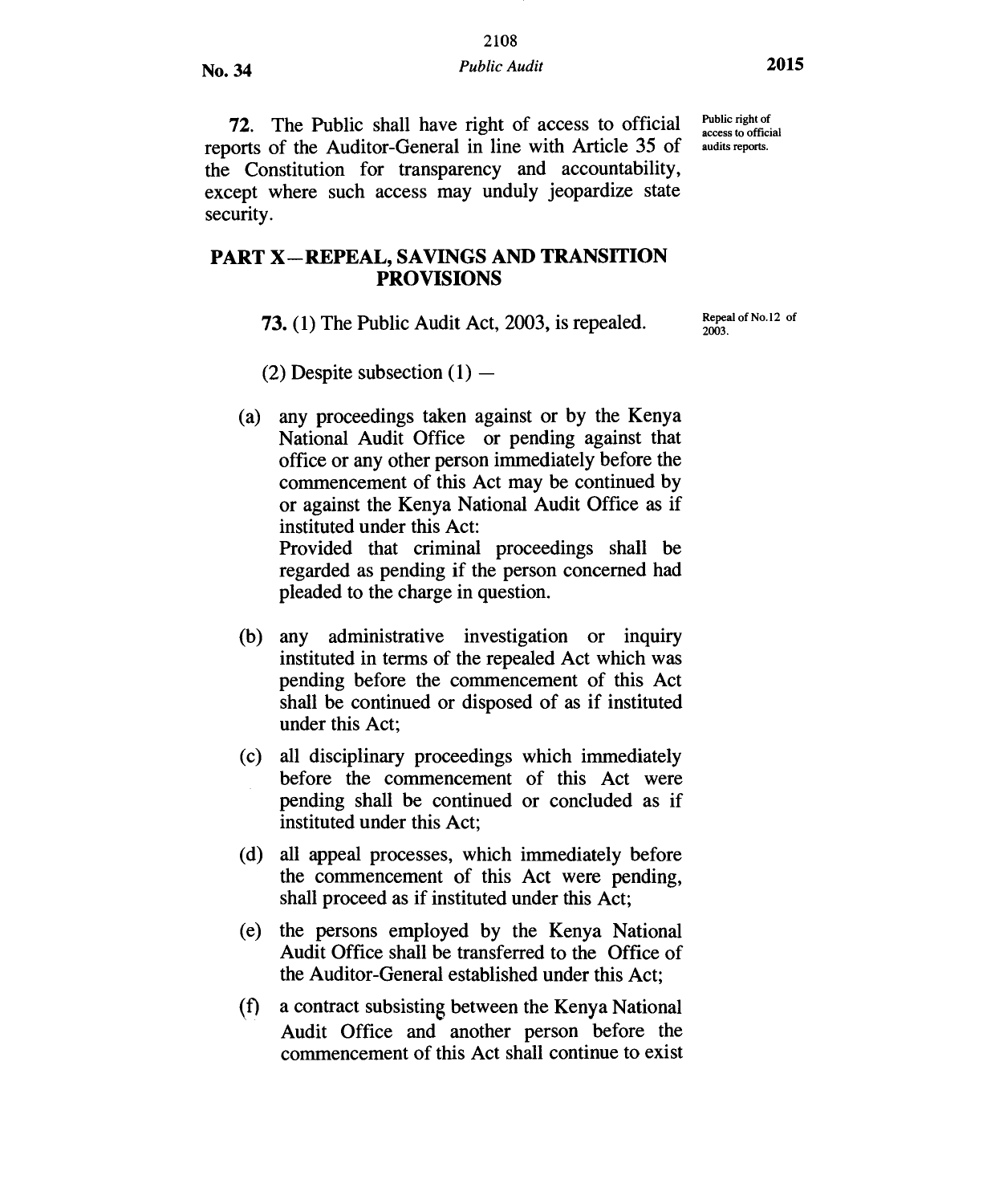**72.** The Public shall have right of access to official reports of the Auditor-General in line with Article 35 of the Constitution for transparency and accountability, except where such access may unduly jeopardize state security.

Public right of access to official audits reports.

## PART X—REPEAL, SAVINGS AND TRANSITION PROVISIONS

**73.** (1) The Public Audit Act, 2003, is repealed.

Repeal of No.12 of 2003.

(2) Despite subsection (1) —

(a) any proceedings taken against or by the Kenya National Audit Office or pending against that office or any other person immediately before the commencement of this Act may be continued by or against the Kenya National Audit Office as if instituted under this Act:
Provided that criminal proceedings shall be regarded as pending if the person concerned had pleaded to the charge in question.

(b) any administrative investigation or inquiry instituted in terms of the repealed Act which was pending before the commencement of this Act shall be continued or disposed of as if instituted under this Act;

(c) all disciplinary proceedings which immediately before the commencement of this Act were pending shall be continued or concluded as if instituted under this Act;

(d) all appeal processes, which immediately before the commencement of this Act were pending, shall proceed as if instituted under this Act;

(e) the persons employed by the Kenya National Audit Office shall be transferred to the Office of the Auditor-General established under this Act;

(f) a contract subsisting between the Kenya National Audit Office and another person before the commencement of this Act shall continue to exist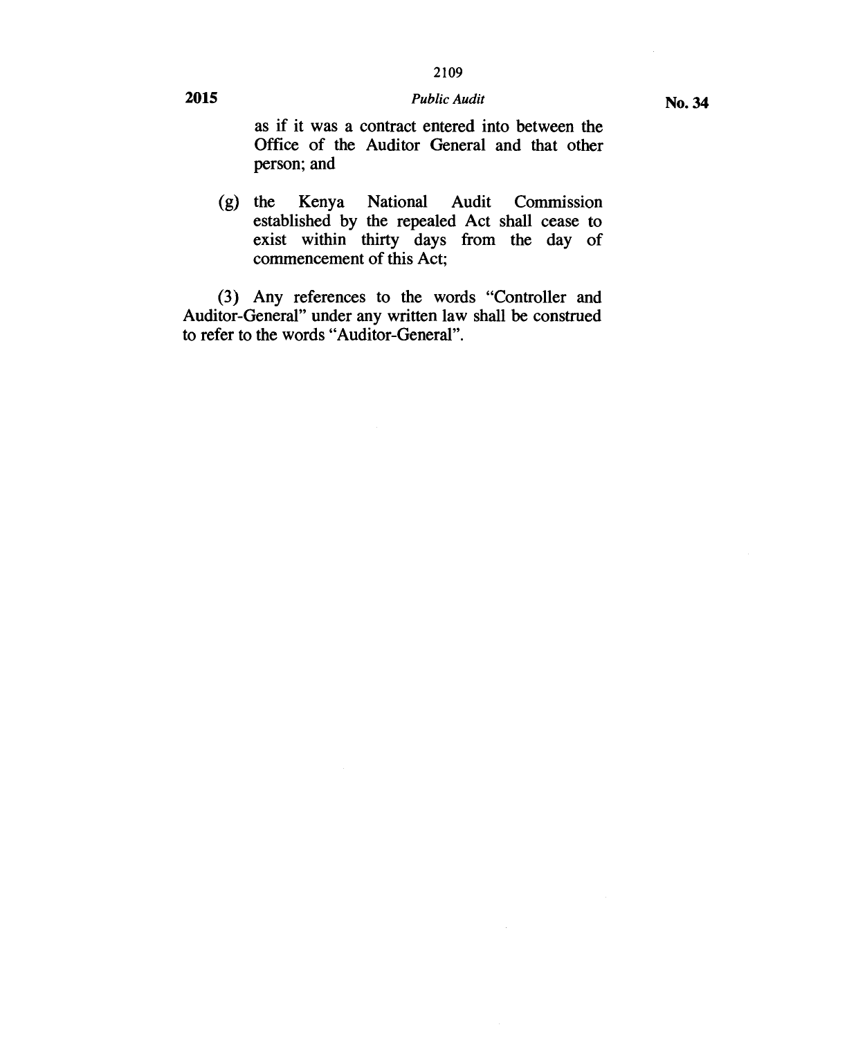as if it was a contract entered into between the Office of the Auditor General and that other person; and

(g) the Kenya National Audit Commission established by the repealed Act shall cease to exist within thirty days from the day of commencement of this Act;

(3) Any references to the words "Controller and Auditor-General" under any written law shall be construed to refer to the words "Auditor-General".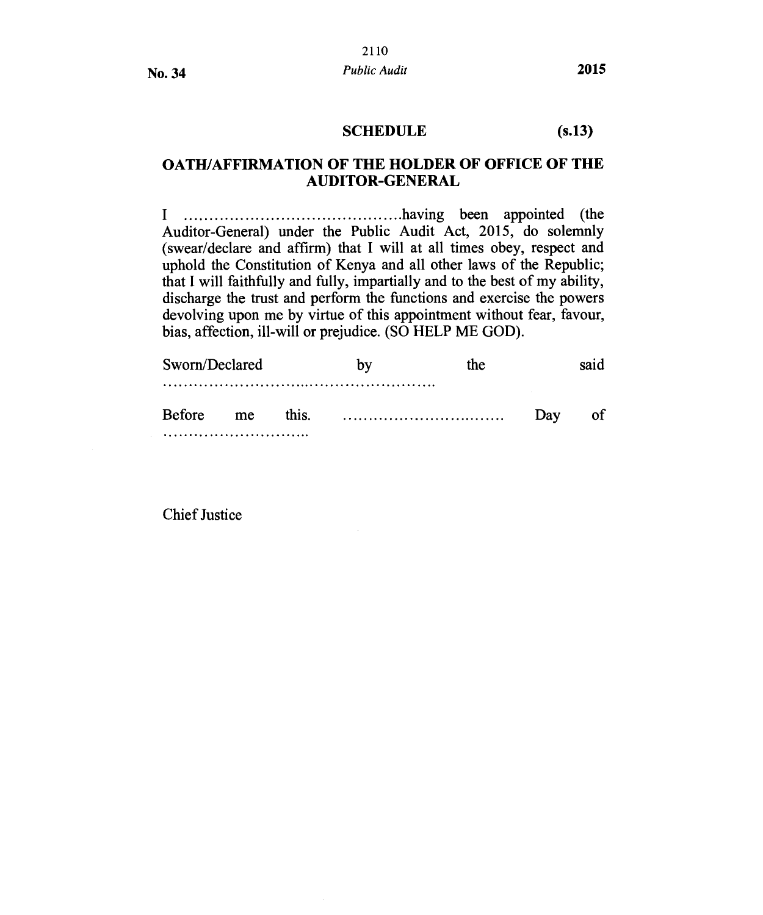## SCHEDULE (s.13)

## OATH/AFFIRMATION OF THE HOLDER OF OFFICE OF THE AUDITOR-GENERAL

I ……………………………………having been appointed (the Auditor-General) under the Public Audit Act, 2015, do solemnly (swear/declare and affirm) that I will at all times obey, respect and uphold the Constitution of Kenya and all other laws of the Republic; that I will faithfully and fully, impartially and to the best of my ability, discharge the trust and perform the functions and exercise the powers devolving upon me by virtue of this appointment without fear, favour, bias, affection, ill-will or prejudice. (SO HELP ME GOD).

Sworn/Declared by the said ………………………..……………………..

Before me this. ……………………….…… Day of ………………………..

Chief Justice